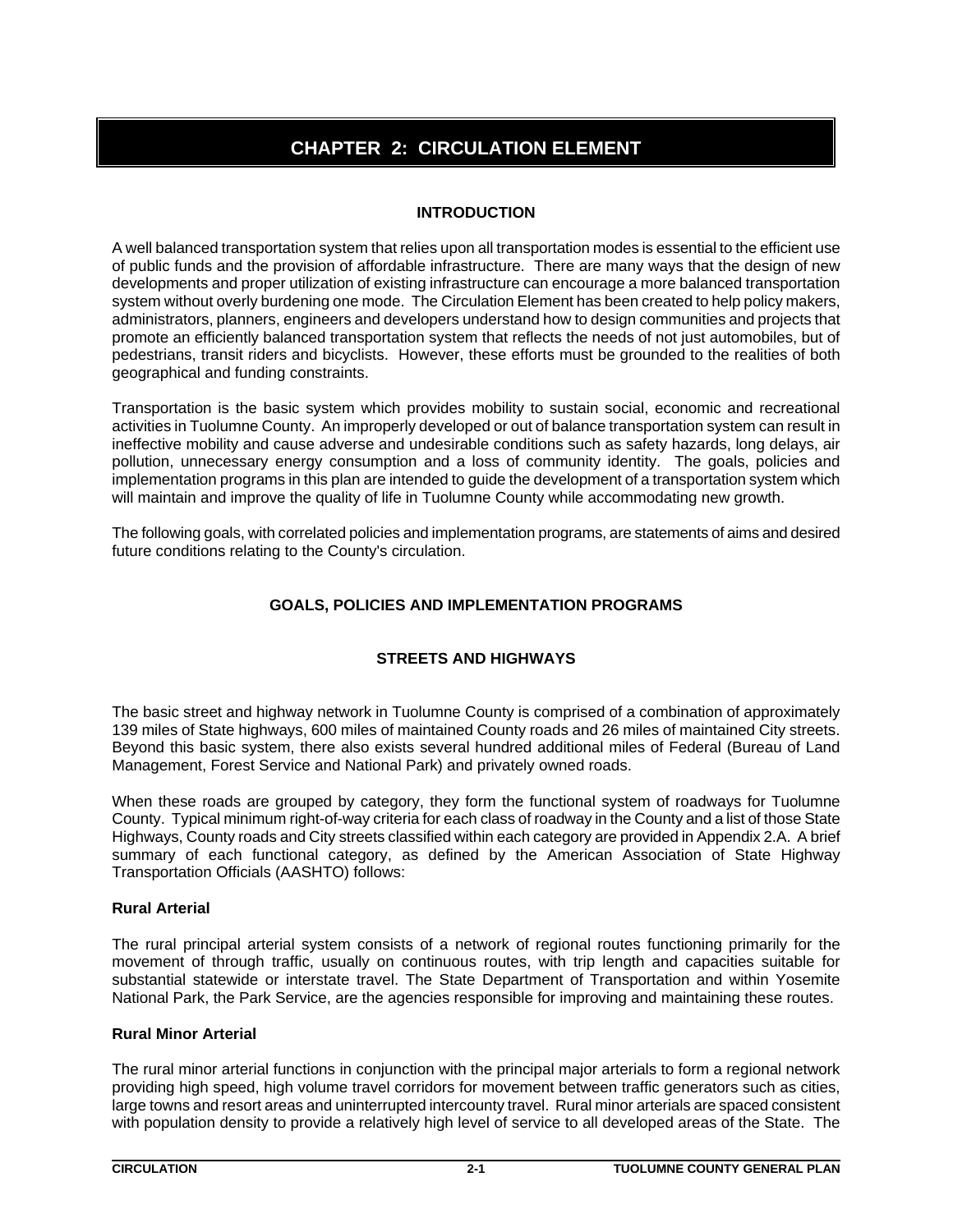# CHAPTER 2: CIRCULATION ELEMENT

## INTRODUCTION

A well balanced transportation system that relies upon all transportation modes is essential to the efficient use of public funds and the provision of affordable infrastructure. There are many ways that the design of new developments and proper utilization of existing infrastructure can encourage a more balanced transportation system without overly burdening one mode. The Circulation Element has been created to help policy makers, administrators, planners, engineers and developers understand how to design communities and projects that promote an efficiently balanced transportation system that reflects the needs of not just automobiles, but of pedestrians, transit riders and bicyclists. However, these efforts must be grounded to the realities of both geographical and funding constraints.

Transportation is the basic system which provides mobility to sustain social, economic and recreational activities in Tuolumne County. An improperly developed or out of balance transportation system can result in ineffective mobility and cause adverse and undesirable conditions such as safety hazards, long delays, air pollution, unnecessary energy consumption and a loss of community identity. The goals, policies and implementation programs in this plan are intended to guide the development of a transportation system which will maintain and improve the quality of life in Tuolumne County while accommodating new growth.

The following goals, with correlated policies and implementation programs, are statements of aims and desired future conditions relating to the County's circulation.

## GOALS, POLICIES AND IMPLEMENTATION PROGRAMS

### STREETS AND HIGHWAYS

The basic street and highway network in Tuolumne County is comprised of a combination of approximately 139 miles of State highways, 600 miles of maintained County roads and 26 miles of maintained City streets. Beyond this basic system, there also exists several hundred additional miles of Federal (Bureau of Land Management, Forest Service and National Park) and privately owned roads.

When these roads are grouped by category, they form the functional system of roadways for Tuolumne County. Typical minimum right-of-way criteria for each class of roadway in the County and a list of those State Highways, County roads and City streets classified within each category are provided in Appendix 2.A. A brief summary of each functional category, as defined by the American Association of State Highway Transportation Officials (AASHTO) follows:

**Rural Arterial**

The rural principal arterial system consists of a network of regional routes functioning primarily for the movement of through traffic, usually on continuous routes, with trip length and capacities suitable for substantial statewide or interstate travel. The State Department of Transportation and within Yosemite National Park, the Park Service, are the agencies responsible for improving and maintaining these routes.

**Rural Minor Arterial**

The rural minor arterial functions in conjunction with the principal major arterials to form a regional network providing high speed, high volume travel corridors for movement between traffic generators such as cities, large towns and resort areas and uninterrupted intercounty travel. Rural minor arterials are spaced consistent with population density to provide a relatively high level of service to all developed areas of the State. The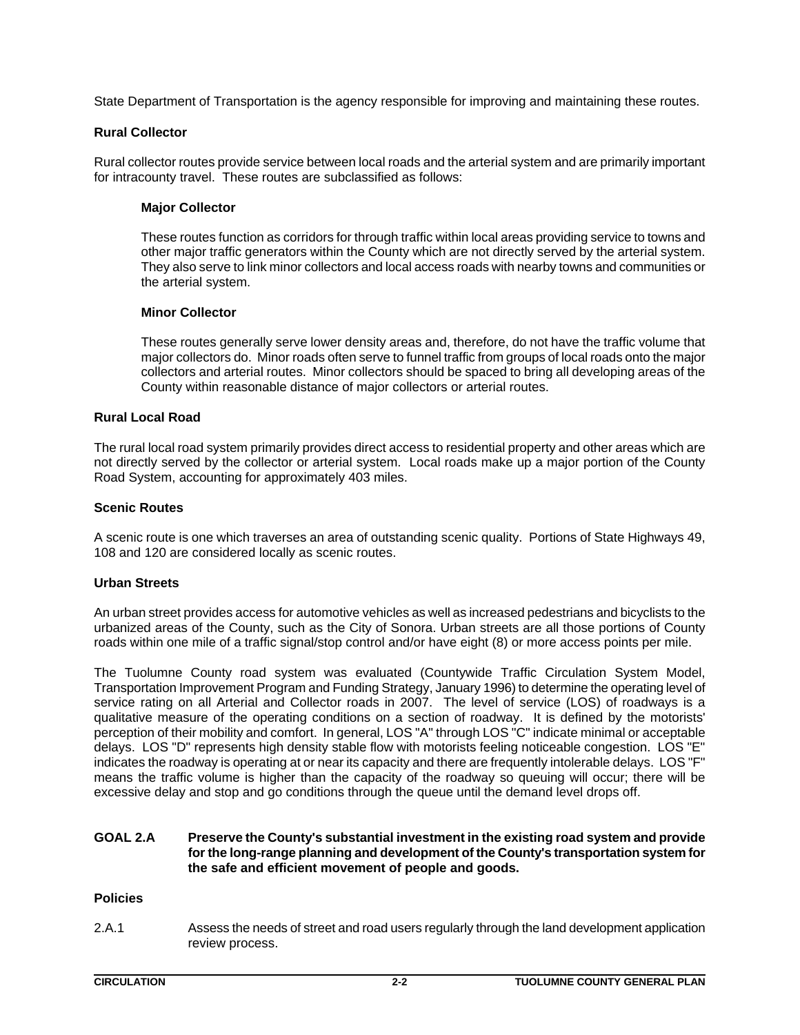State Department of Transportation is the agency responsible for improving and maintaining these routes.

### Rural Collector

Rural collector routes provide service between local roads and the arterial system and are primarily important for intracounty travel. These routes are subclassified as follows:

#### Major Collector

These routes function as corridors for through traffic within local areas providing service to towns and other major traffic generators within the County which are not directly served by the arterial system. They also serve to link minor collectors and local access roads with nearby towns and communities or the arterial system.

#### Minor Collector

These routes generally serve lower density areas and, therefore, do not have the traffic volume that major collectors do. Minor roads often serve to funnel traffic from groups of local roads onto the major collectors and arterial routes. Minor collectors should be spaced to bring all developing areas of the County within reasonable distance of major collectors or arterial routes.

### Rural Local Road

The rural local road system primarily provides direct access to residential property and other areas which are not directly served by the collector or arterial system. Local roads make up a major portion of the County Road System, accounting for approximately 403 miles.

### Scenic Routes

A scenic route is one which traverses an area of outstanding scenic quality. Portions of State Highways 49, 108 and 120 are considered locally as scenic routes.

### Urban Streets

An urban street provides access for automotive vehicles as well as increased pedestrians and bicyclists to the urbanized areas of the County, such as the City of Sonora. Urban streets are all those portions of County roads within one mile of a traffic signal/stop control and/or have eight (8) or more access points per mile.

The Tuolumne County road system was evaluated (Countywide Traffic Circulation System Model, Transportation Improvement Program and Funding Strategy, January 1996) to determine the operating level of service rating on all Arterial and Collector roads in 2007. The level of service (LOS) of roadways is a qualitative measure of the operating conditions on a section of roadway. It is defined by the motorists' perception of their mobility and comfort. In general, LOS "A" through LOS "C" indicate minimal or acceptable delays. LOS "D" represents high density stable flow with motorists feeling noticeable congestion. LOS "E" indicates the roadway is operating at or near its capacity and there are frequently intolerable delays. LOS "F" means the traffic volume is higher than the capacity of the roadway so queuing will occur; there will be excessive delay and stop and go conditions through the queue until the demand level drops off.

**GOAL 2.A Preserve the County's substantial investment in the existing road system and provide for the long-range planning and development of the County's transportation system for the safe and efficient movement of people and goods.**

### Policies

2.A.1 Assess the needs of street and road users regularly through the land development application review process.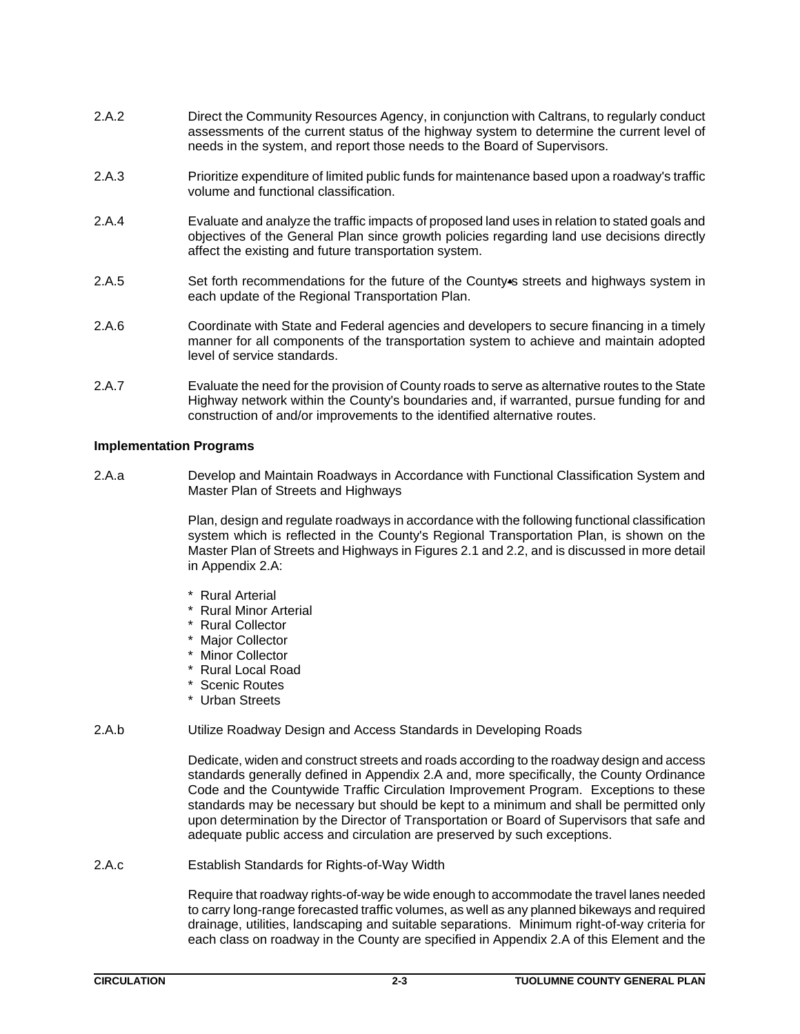2.A.2 Direct the Community Resources Agency, in conjunction with Caltrans, to regularly conduct assessments of the current status of the highway system to determine the current level of needs in the system, and report those needs to the Board of Supervisors.

2.A.3 Prioritize expenditure of limited public funds for maintenance based upon a roadway's traffic volume and functional classification.

2.A.4 Evaluate and analyze the traffic impacts of proposed land uses in relation to stated goals and objectives of the General Plan since growth policies regarding land use decisions directly affect the existing and future transportation system.

2.A.5 Set forth recommendations for the future of the County's streets and highways system in each update of the Regional Transportation Plan.

2.A.6 Coordinate with State and Federal agencies and developers to secure financing in a timely manner for all components of the transportation system to achieve and maintain adopted level of service standards.

2.A.7 Evaluate the need for the provision of County roads to serve as alternative routes to the State Highway network within the County's boundaries and, if warranted, pursue funding for and construction of and/or improvements to the identified alternative routes.

**Implementation Programs**

2.A.a Develop and Maintain Roadways in Accordance with Functional Classification System and Master Plan of Streets and Highways

Plan, design and regulate roadways in accordance with the following functional classification system which is reflected in the County's Regional Transportation Plan, is shown on the Master Plan of Streets and Highways in Figures 2.1 and 2.2, and is discussed in more detail in Appendix 2.A:

* Rural Arterial
* Rural Minor Arterial
* Rural Collector
* Major Collector
* Minor Collector
* Rural Local Road
* Scenic Routes
* Urban Streets

2.A.b Utilize Roadway Design and Access Standards in Developing Roads

Dedicate, widen and construct streets and roads according to the roadway design and access standards generally defined in Appendix 2.A and, more specifically, the County Ordinance Code and the Countywide Traffic Circulation Improvement Program. Exceptions to these standards may be necessary but should be kept to a minimum and shall be permitted only upon determination by the Director of Transportation or Board of Supervisors that safe and adequate public access and circulation are preserved by such exceptions.

2.A.c Establish Standards for Rights-of-Way Width

Require that roadway rights-of-way be wide enough to accommodate the travel lanes needed to carry long-range forecasted traffic volumes, as well as any planned bikeways and required drainage, utilities, landscaping and suitable separations. Minimum right-of-way criteria for each class on roadway in the County are specified in Appendix 2.A of this Element and the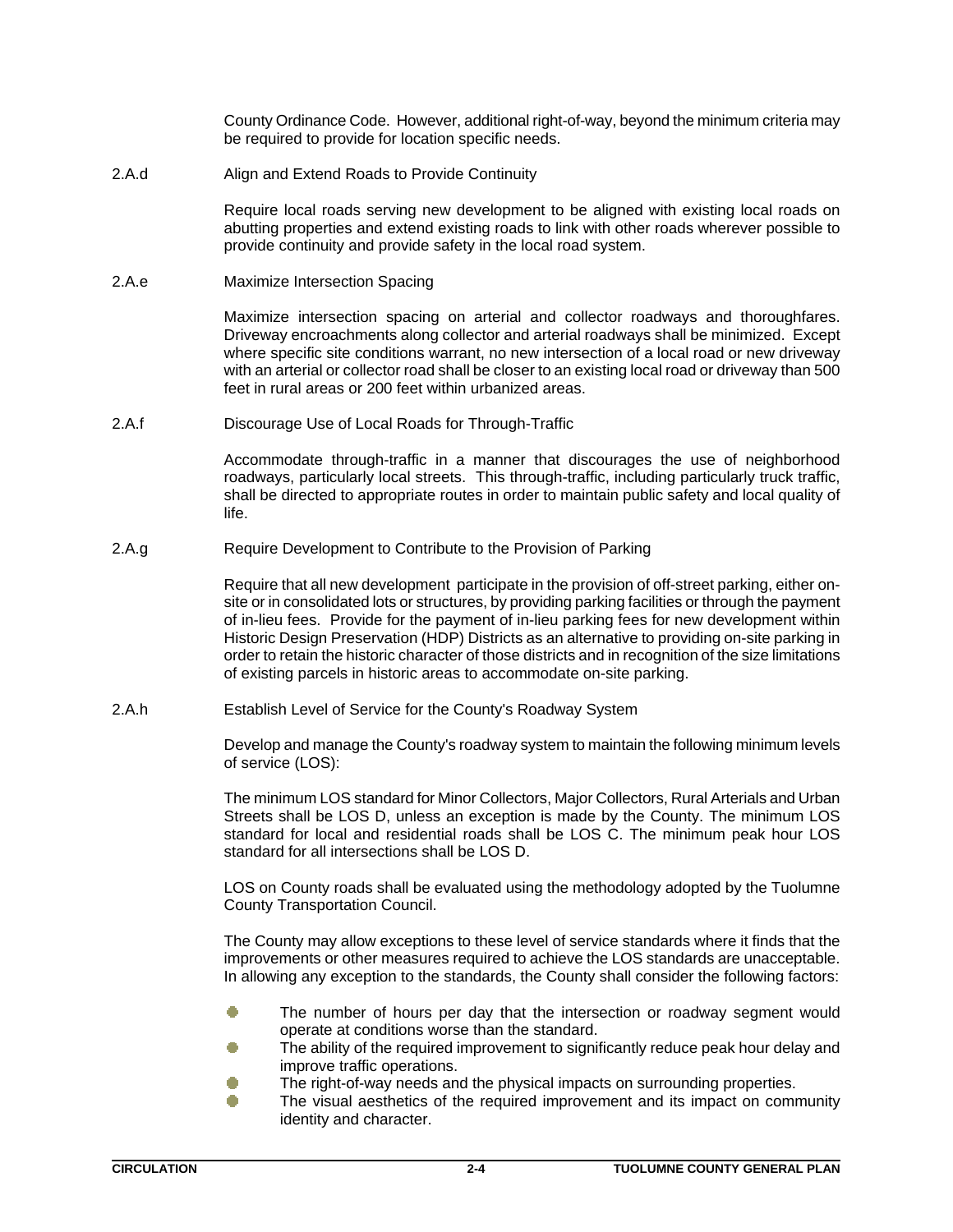County Ordinance Code. However, additional right-of-way, beyond the minimum criteria may be required to provide for location specific needs.

2.A.d Align and Extend Roads to Provide Continuity

Require local roads serving new development to be aligned with existing local roads on abutting properties and extend existing roads to link with other roads wherever possible to provide continuity and provide safety in the local road system.

2.A.e Maximize Intersection Spacing

Maximize intersection spacing on arterial and collector roadways and thoroughfares. Driveway encroachments along collector and arterial roadways shall be minimized. Except where specific site conditions warrant, no new intersection of a local road or new driveway with an arterial or collector road shall be closer to an existing local road or driveway than 500 feet in rural areas or 200 feet within urbanized areas.

2.A.f Discourage Use of Local Roads for Through-Traffic

Accommodate through-traffic in a manner that discourages the use of neighborhood roadways, particularly local streets. This through-traffic, including particularly truck traffic, shall be directed to appropriate routes in order to maintain public safety and local quality of life.

2.A.g Require Development to Contribute to the Provision of Parking

Require that all new development participate in the provision of off-street parking, either on-site or in consolidated lots or structures, by providing parking facilities or through the payment of in-lieu fees. Provide for the payment of in-lieu parking fees for new development within Historic Design Preservation (HDP) Districts as an alternative to providing on-site parking in order to retain the historic character of those districts and in recognition of the size limitations of existing parcels in historic areas to accommodate on-site parking.

2.A.h Establish Level of Service for the County's Roadway System

Develop and manage the County's roadway system to maintain the following minimum levels of service (LOS):

The minimum LOS standard for Minor Collectors, Major Collectors, Rural Arterials and Urban Streets shall be LOS D, unless an exception is made by the County. The minimum LOS standard for local and residential roads shall be LOS C. The minimum peak hour LOS standard for all intersections shall be LOS D.

LOS on County roads shall be evaluated using the methodology adopted by the Tuolumne County Transportation Council.

The County may allow exceptions to these level of service standards where it finds that the improvements or other measures required to achieve the LOS standards are unacceptable. In allowing any exception to the standards, the County shall consider the following factors:

- The number of hours per day that the intersection or roadway segment would operate at conditions worse than the standard.
- The ability of the required improvement to significantly reduce peak hour delay and improve traffic operations.
- The right-of-way needs and the physical impacts on surrounding properties.
- The visual aesthetics of the required improvement and its impact on community identity and character.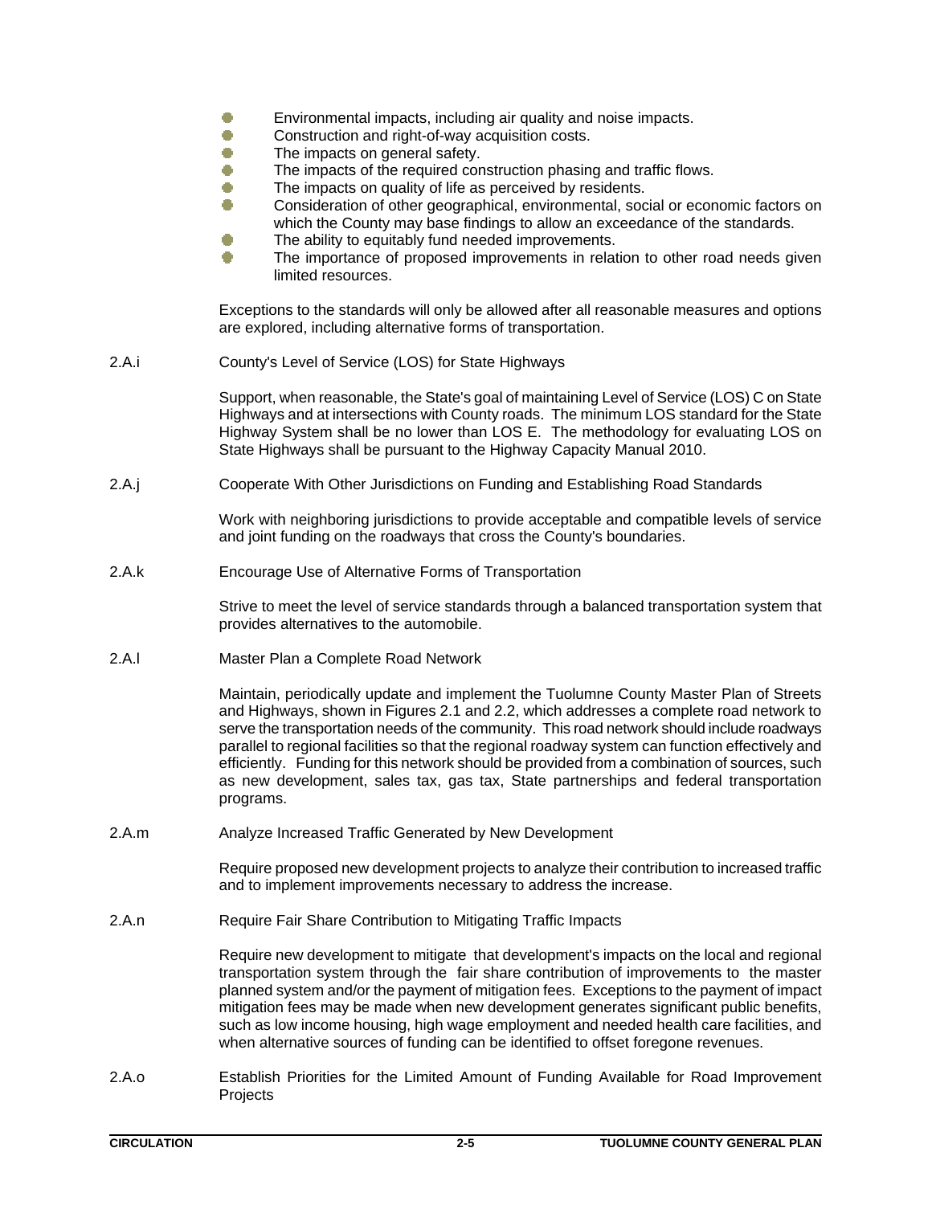- Environmental impacts, including air quality and noise impacts.
- Construction and right-of-way acquisition costs.
- The impacts on general safety.
- The impacts of the required construction phasing and traffic flows.
- The impacts on quality of life as perceived by residents.
- Consideration of other geographical, environmental, social or economic factors on which the County may base findings to allow an exceedance of the standards.
- The ability to equitably fund needed improvements.
- The importance of proposed improvements in relation to other road needs given limited resources.

Exceptions to the standards will only be allowed after all reasonable measures and options are explored, including alternative forms of transportation.

2.A.i County's Level of Service (LOS) for State Highways

Support, when reasonable, the State's goal of maintaining Level of Service (LOS) C on State Highways and at intersections with County roads. The minimum LOS standard for the State Highway System shall be no lower than LOS E. The methodology for evaluating LOS on State Highways shall be pursuant to the Highway Capacity Manual 2010.

2.A.j Cooperate With Other Jurisdictions on Funding and Establishing Road Standards

Work with neighboring jurisdictions to provide acceptable and compatible levels of service and joint funding on the roadways that cross the County's boundaries.

2.A.k Encourage Use of Alternative Forms of Transportation

Strive to meet the level of service standards through a balanced transportation system that provides alternatives to the automobile.

2.A.l Master Plan a Complete Road Network

Maintain, periodically update and implement the Tuolumne County Master Plan of Streets and Highways, shown in Figures 2.1 and 2.2, which addresses a complete road network to serve the transportation needs of the community. This road network should include roadways parallel to regional facilities so that the regional roadway system can function effectively and efficiently. Funding for this network should be provided from a combination of sources, such as new development, sales tax, gas tax, State partnerships and federal transportation programs.

2.A.m Analyze Increased Traffic Generated by New Development

Require proposed new development projects to analyze their contribution to increased traffic and to implement improvements necessary to address the increase.

2.A.n Require Fair Share Contribution to Mitigating Traffic Impacts

Require new development to mitigate that development's impacts on the local and regional transportation system through the fair share contribution of improvements to the master planned system and/or the payment of mitigation fees. Exceptions to the payment of impact mitigation fees may be made when new development generates significant public benefits, such as low income housing, high wage employment and needed health care facilities, and when alternative sources of funding can be identified to offset foregone revenues.

2.A.o Establish Priorities for the Limited Amount of Funding Available for Road Improvement Projects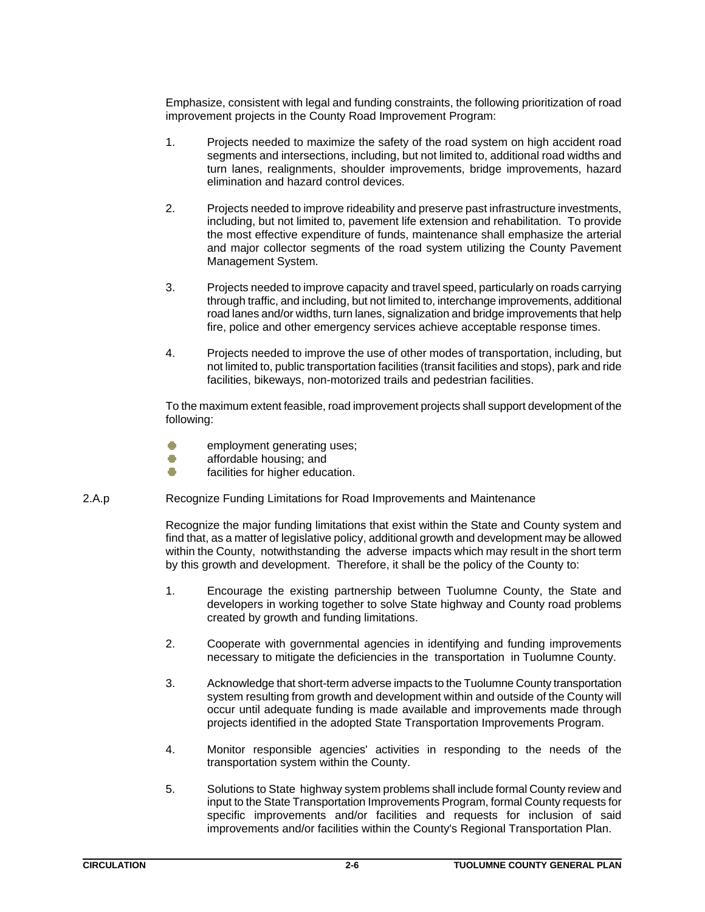Emphasize, consistent with legal and funding constraints, the following prioritization of road improvement projects in the County Road Improvement Program:

1. Projects needed to maximize the safety of the road system on high accident road segments and intersections, including, but not limited to, additional road widths and turn lanes, realignments, shoulder improvements, bridge improvements, hazard elimination and hazard control devices.

2. Projects needed to improve rideability and preserve past infrastructure investments, including, but not limited to, pavement life extension and rehabilitation. To provide the most effective expenditure of funds, maintenance shall emphasize the arterial and major collector segments of the road system utilizing the County Pavement Management System.

3. Projects needed to improve capacity and travel speed, particularly on roads carrying through traffic, and including, but not limited to, interchange improvements, additional road lanes and/or widths, turn lanes, signalization and bridge improvements that help fire, police and other emergency services achieve acceptable response times.

4. Projects needed to improve the use of other modes of transportation, including, but not limited to, public transportation facilities (transit facilities and stops), park and ride facilities, bikeways, non-motorized trails and pedestrian facilities.

To the maximum extent feasible, road improvement projects shall support development of the following:

- employment generating uses;
- affordable housing; and
- facilities for higher education.

2.A.p Recognize Funding Limitations for Road Improvements and Maintenance

Recognize the major funding limitations that exist within the State and County system and find that, as a matter of legislative policy, additional growth and development may be allowed within the County, notwithstanding the adverse impacts which may result in the short term by this growth and development. Therefore, it shall be the policy of the County to:

1. Encourage the existing partnership between Tuolumne County, the State and developers in working together to solve State highway and County road problems created by growth and funding limitations.

2. Cooperate with governmental agencies in identifying and funding improvements necessary to mitigate the deficiencies in the transportation in Tuolumne County.

3. Acknowledge that short-term adverse impacts to the Tuolumne County transportation system resulting from growth and development within and outside of the County will occur until adequate funding is made available and improvements made through projects identified in the adopted State Transportation Improvements Program.

4. Monitor responsible agencies' activities in responding to the needs of the transportation system within the County.

5. Solutions to State highway system problems shall include formal County review and input to the State Transportation Improvements Program, formal County requests for specific improvements and/or facilities and requests for inclusion of said improvements and/or facilities within the County's Regional Transportation Plan.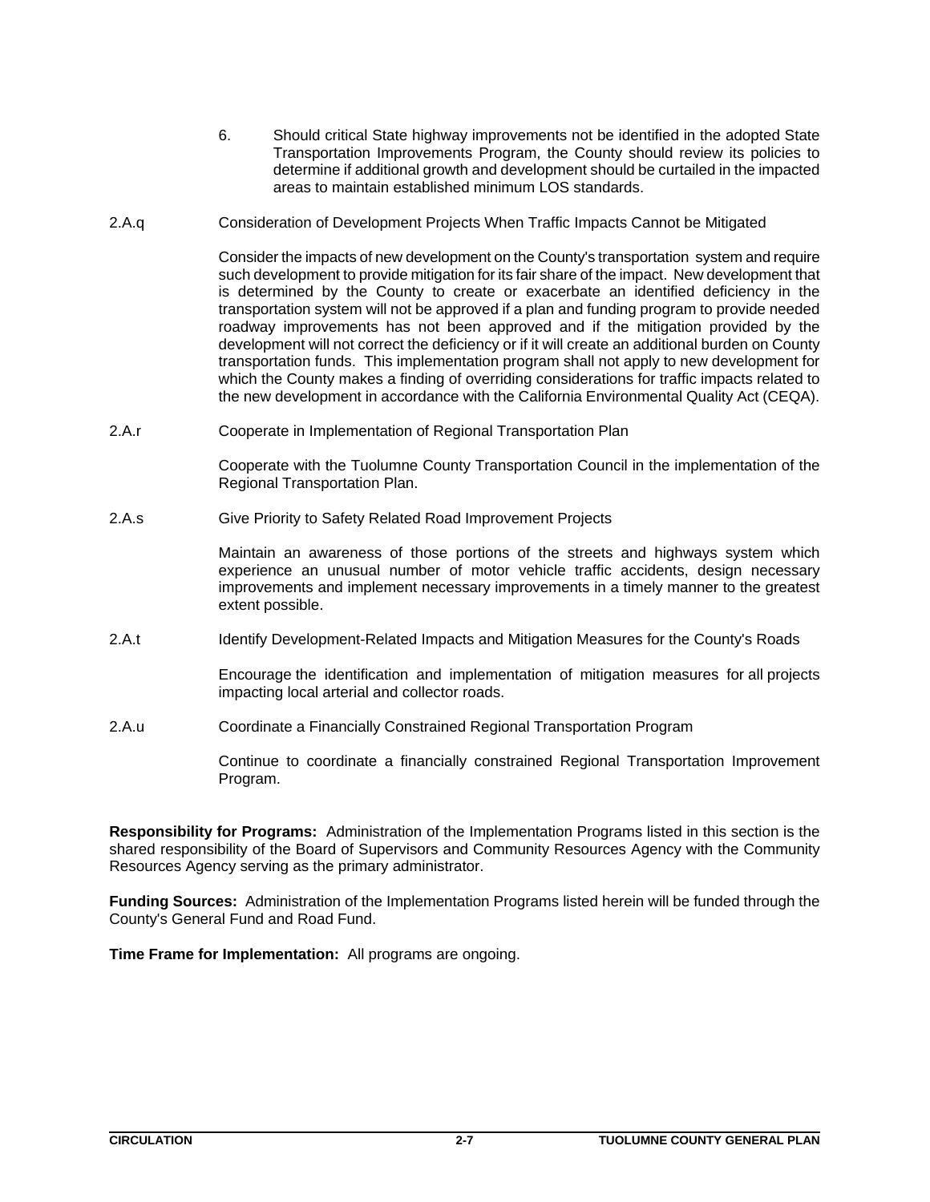6. Should critical State highway improvements not be identified in the adopted State Transportation Improvements Program, the County should review its policies to determine if additional growth and development should be curtailed in the impacted areas to maintain established minimum LOS standards.

2.A.q Consideration of Development Projects When Traffic Impacts Cannot be Mitigated

Consider the impacts of new development on the County's transportation system and require such development to provide mitigation for its fair share of the impact. New development that is determined by the County to create or exacerbate an identified deficiency in the transportation system will not be approved if a plan and funding program to provide needed roadway improvements has not been approved and if the mitigation provided by the development will not correct the deficiency or if it will create an additional burden on County transportation funds. This implementation program shall not apply to new development for which the County makes a finding of overriding considerations for traffic impacts related to the new development in accordance with the California Environmental Quality Act (CEQA).

2.A.r Cooperate in Implementation of Regional Transportation Plan

Cooperate with the Tuolumne County Transportation Council in the implementation of the Regional Transportation Plan.

2.A.s Give Priority to Safety Related Road Improvement Projects

Maintain an awareness of those portions of the streets and highways system which experience an unusual number of motor vehicle traffic accidents, design necessary improvements and implement necessary improvements in a timely manner to the greatest extent possible.

2.A.t Identify Development-Related Impacts and Mitigation Measures for the County's Roads

Encourage the identification and implementation of mitigation measures for all projects impacting local arterial and collector roads.

2.A.u Coordinate a Financially Constrained Regional Transportation Program

Continue to coordinate a financially constrained Regional Transportation Improvement Program.

**Responsibility for Programs:** Administration of the Implementation Programs listed in this section is the shared responsibility of the Board of Supervisors and Community Resources Agency with the Community Resources Agency serving as the primary administrator.

**Funding Sources:** Administration of the Implementation Programs listed herein will be funded through the County's General Fund and Road Fund.

**Time Frame for Implementation:** All programs are ongoing.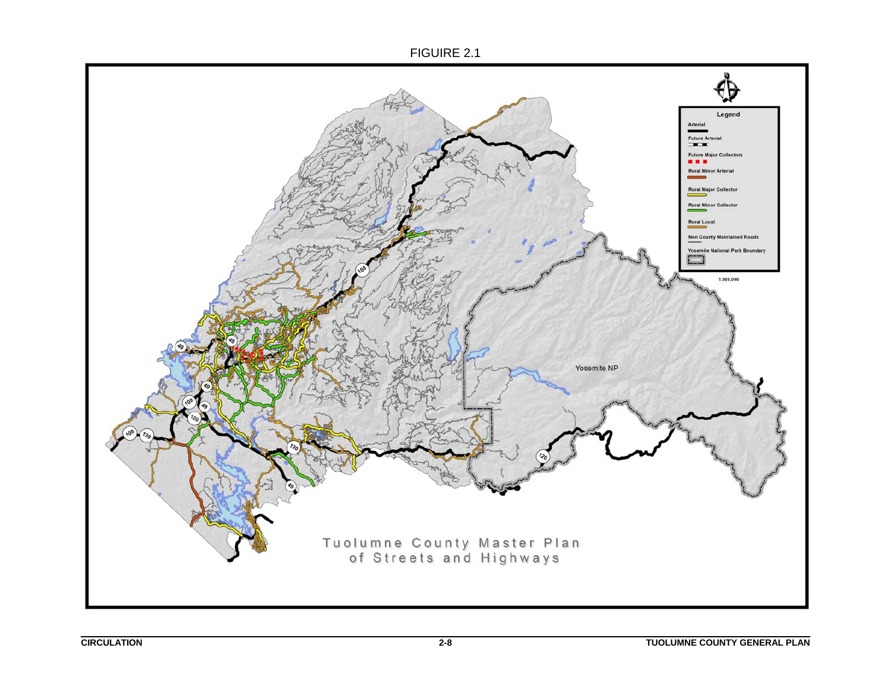FIGUIRE 2.1

Legend

Arterial

Future Arterial

Future Major Collectors

Rural Minor Arterial

Rural Major Collector

Rural Minor Collector

Rural Local

Non County Maintained Roads

Yosemite National Park Boundary

1:500,000

Yosemite NP

Tuolumne County Master Plan of Streets and Highways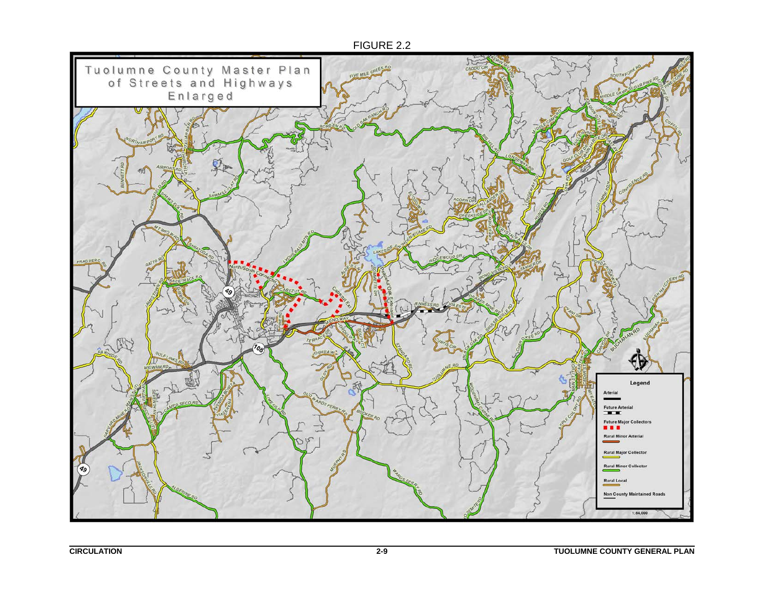FIGURE 2.2

Tuolumne County Master Plan of Streets and Highways Enlarged

Legend

- Arterial
- Future Arterial
- Future Major Collectors
- Rural Minor Arterial
- Rural Major Collector
- Rural Minor Collector
- Rural Local
- Non County Maintained Roads

1:84,000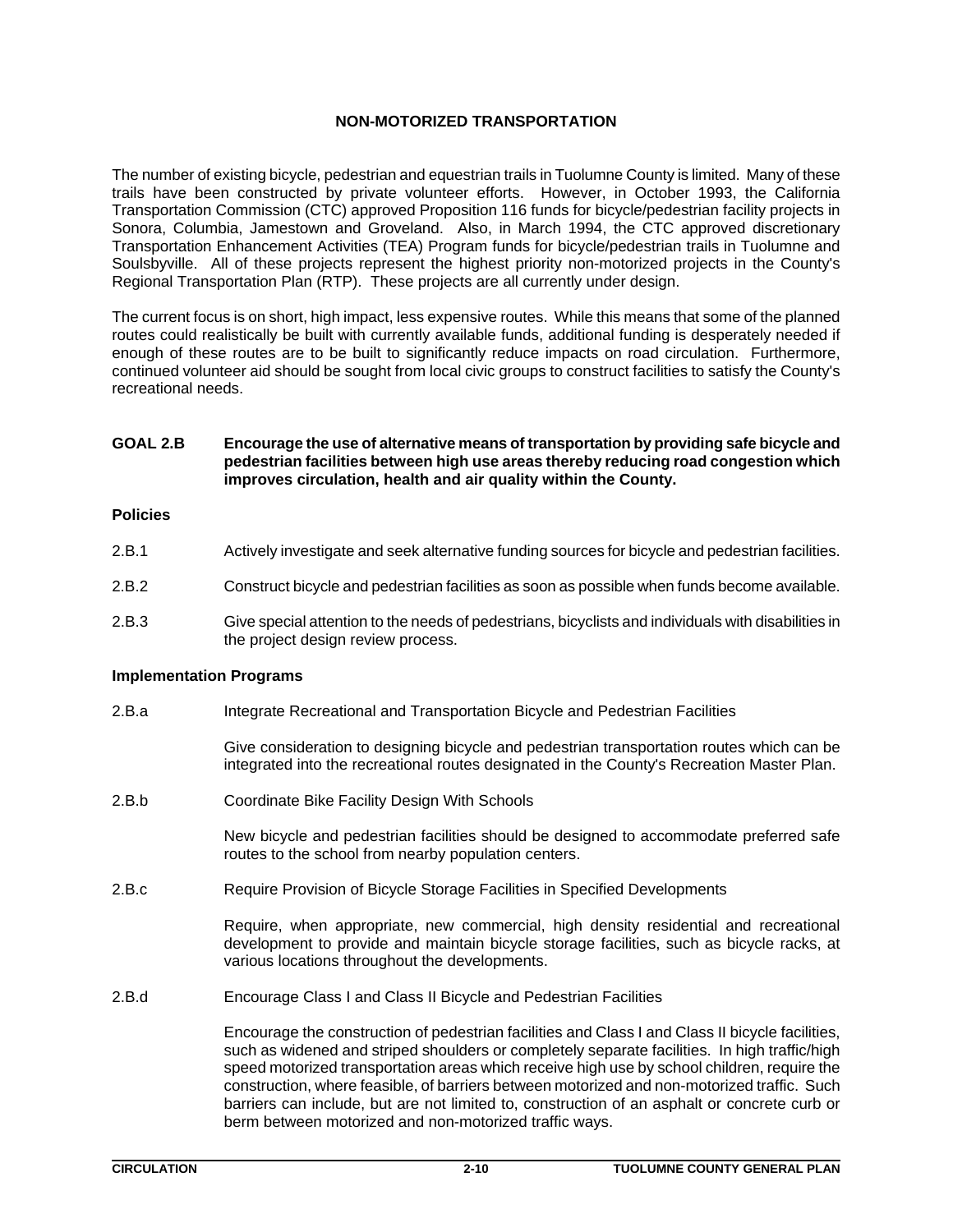## NON-MOTORIZED TRANSPORTATION

The number of existing bicycle, pedestrian and equestrian trails in Tuolumne County is limited. Many of these trails have been constructed by private volunteer efforts. However, in October 1993, the California Transportation Commission (CTC) approved Proposition 116 funds for bicycle/pedestrian facility projects in Sonora, Columbia, Jamestown and Groveland. Also, in March 1994, the CTC approved discretionary Transportation Enhancement Activities (TEA) Program funds for bicycle/pedestrian trails in Tuolumne and Soulsbyville. All of these projects represent the highest priority non-motorized projects in the County's Regional Transportation Plan (RTP). These projects are all currently under design.

The current focus is on short, high impact, less expensive routes. While this means that some of the planned routes could realistically be built with currently available funds, additional funding is desperately needed if enough of these routes are to be built to significantly reduce impacts on road circulation. Furthermore, continued volunteer aid should be sought from local civic groups to construct facilities to satisfy the County's recreational needs.

**GOAL 2.B** **Encourage the use of alternative means of transportation by providing safe bicycle and pedestrian facilities between high use areas thereby reducing road congestion which improves circulation, health and air quality within the County.**

### Policies

2.B.1 Actively investigate and seek alternative funding sources for bicycle and pedestrian facilities.

2.B.2 Construct bicycle and pedestrian facilities as soon as possible when funds become available.

2.B.3 Give special attention to the needs of pedestrians, bicyclists and individuals with disabilities in the project design review process.

### Implementation Programs

2.B.a Integrate Recreational and Transportation Bicycle and Pedestrian Facilities

Give consideration to designing bicycle and pedestrian transportation routes which can be integrated into the recreational routes designated in the County's Recreation Master Plan.

2.B.b Coordinate Bike Facility Design With Schools

New bicycle and pedestrian facilities should be designed to accommodate preferred safe routes to the school from nearby population centers.

2.B.c Require Provision of Bicycle Storage Facilities in Specified Developments

Require, when appropriate, new commercial, high density residential and recreational development to provide and maintain bicycle storage facilities, such as bicycle racks, at various locations throughout the developments.

2.B.d Encourage Class I and Class II Bicycle and Pedestrian Facilities

Encourage the construction of pedestrian facilities and Class I and Class II bicycle facilities, such as widened and striped shoulders or completely separate facilities. In high traffic/high speed motorized transportation areas which receive high use by school children, require the construction, where feasible, of barriers between motorized and non-motorized traffic. Such barriers can include, but are not limited to, construction of an asphalt or concrete curb or berm between motorized and non-motorized traffic ways.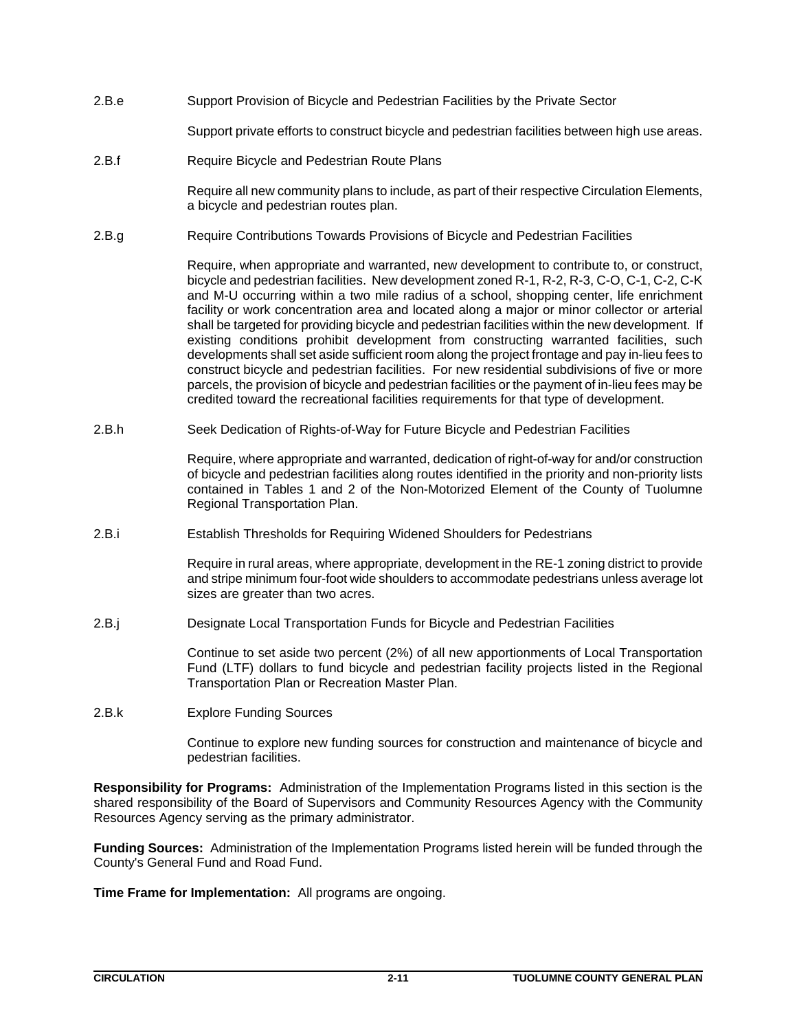2.B.e Support Provision of Bicycle and Pedestrian Facilities by the Private Sector

Support private efforts to construct bicycle and pedestrian facilities between high use areas.

2.B.f Require Bicycle and Pedestrian Route Plans

Require all new community plans to include, as part of their respective Circulation Elements, a bicycle and pedestrian routes plan.

2.B.g Require Contributions Towards Provisions of Bicycle and Pedestrian Facilities

Require, when appropriate and warranted, new development to contribute to, or construct, bicycle and pedestrian facilities. New development zoned R-1, R-2, R-3, C-O, C-1, C-2, C-K and M-U occurring within a two mile radius of a school, shopping center, life enrichment facility or work concentration area and located along a major or minor collector or arterial shall be targeted for providing bicycle and pedestrian facilities within the new development. If existing conditions prohibit development from constructing warranted facilities, such developments shall set aside sufficient room along the project frontage and pay in-lieu fees to construct bicycle and pedestrian facilities. For new residential subdivisions of five or more parcels, the provision of bicycle and pedestrian facilities or the payment of in-lieu fees may be credited toward the recreational facilities requirements for that type of development.

2.B.h Seek Dedication of Rights-of-Way for Future Bicycle and Pedestrian Facilities

Require, where appropriate and warranted, dedication of right-of-way for and/or construction of bicycle and pedestrian facilities along routes identified in the priority and non-priority lists contained in Tables 1 and 2 of the Non-Motorized Element of the County of Tuolumne Regional Transportation Plan.

2.B.i Establish Thresholds for Requiring Widened Shoulders for Pedestrians

Require in rural areas, where appropriate, development in the RE-1 zoning district to provide and stripe minimum four-foot wide shoulders to accommodate pedestrians unless average lot sizes are greater than two acres.

2.B.j Designate Local Transportation Funds for Bicycle and Pedestrian Facilities

Continue to set aside two percent (2%) of all new apportionments of Local Transportation Fund (LTF) dollars to fund bicycle and pedestrian facility projects listed in the Regional Transportation Plan or Recreation Master Plan.

2.B.k Explore Funding Sources

Continue to explore new funding sources for construction and maintenance of bicycle and pedestrian facilities.

**Responsibility for Programs:** Administration of the Implementation Programs listed in this section is the shared responsibility of the Board of Supervisors and Community Resources Agency with the Community Resources Agency serving as the primary administrator.

**Funding Sources:** Administration of the Implementation Programs listed herein will be funded through the County's General Fund and Road Fund.

**Time Frame for Implementation:** All programs are ongoing.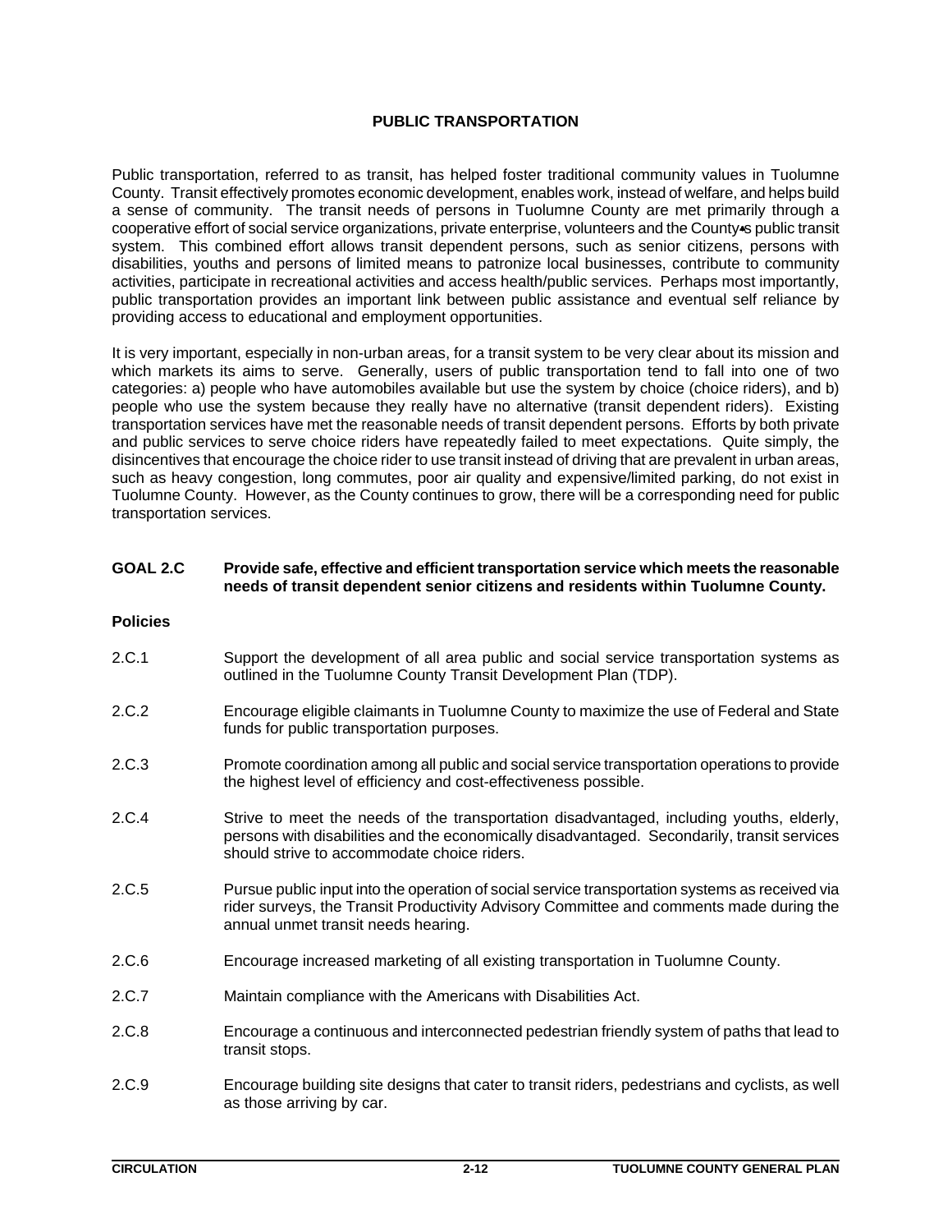## PUBLIC TRANSPORTATION

Public transportation, referred to as transit, has helped foster traditional community values in Tuolumne County. Transit effectively promotes economic development, enables work, instead of welfare, and helps build a sense of community. The transit needs of persons in Tuolumne County are met primarily through a cooperative effort of social service organizations, private enterprise, volunteers and the County's public transit system. This combined effort allows transit dependent persons, such as senior citizens, persons with disabilities, youths and persons of limited means to patronize local businesses, contribute to community activities, participate in recreational activities and access health/public services. Perhaps most importantly, public transportation provides an important link between public assistance and eventual self reliance by providing access to educational and employment opportunities.

It is very important, especially in non-urban areas, for a transit system to be very clear about its mission and which markets its aims to serve. Generally, users of public transportation tend to fall into one of two categories: a) people who have automobiles available but use the system by choice (choice riders), and b) people who use the system because they really have no alternative (transit dependent riders). Existing transportation services have met the reasonable needs of transit dependent persons. Efforts by both private and public services to serve choice riders have repeatedly failed to meet expectations. Quite simply, the disincentives that encourage the choice rider to use transit instead of driving that are prevalent in urban areas, such as heavy congestion, long commutes, poor air quality and expensive/limited parking, do not exist in Tuolumne County. However, as the County continues to grow, there will be a corresponding need for public transportation services.

**GOAL 2.C Provide safe, effective and efficient transportation service which meets the reasonable needs of transit dependent senior citizens and residents within Tuolumne County.**

**Policies**

2.C.1 Support the development of all area public and social service transportation systems as outlined in the Tuolumne County Transit Development Plan (TDP).

2.C.2 Encourage eligible claimants in Tuolumne County to maximize the use of Federal and State funds for public transportation purposes.

2.C.3 Promote coordination among all public and social service transportation operations to provide the highest level of efficiency and cost-effectiveness possible.

2.C.4 Strive to meet the needs of the transportation disadvantaged, including youths, elderly, persons with disabilities and the economically disadvantaged. Secondarily, transit services should strive to accommodate choice riders.

2.C.5 Pursue public input into the operation of social service transportation systems as received via rider surveys, the Transit Productivity Advisory Committee and comments made during the annual unmet transit needs hearing.

2.C.6 Encourage increased marketing of all existing transportation in Tuolumne County.

2.C.7 Maintain compliance with the Americans with Disabilities Act.

2.C.8 Encourage a continuous and interconnected pedestrian friendly system of paths that lead to transit stops.

2.C.9 Encourage building site designs that cater to transit riders, pedestrians and cyclists, as well as those arriving by car.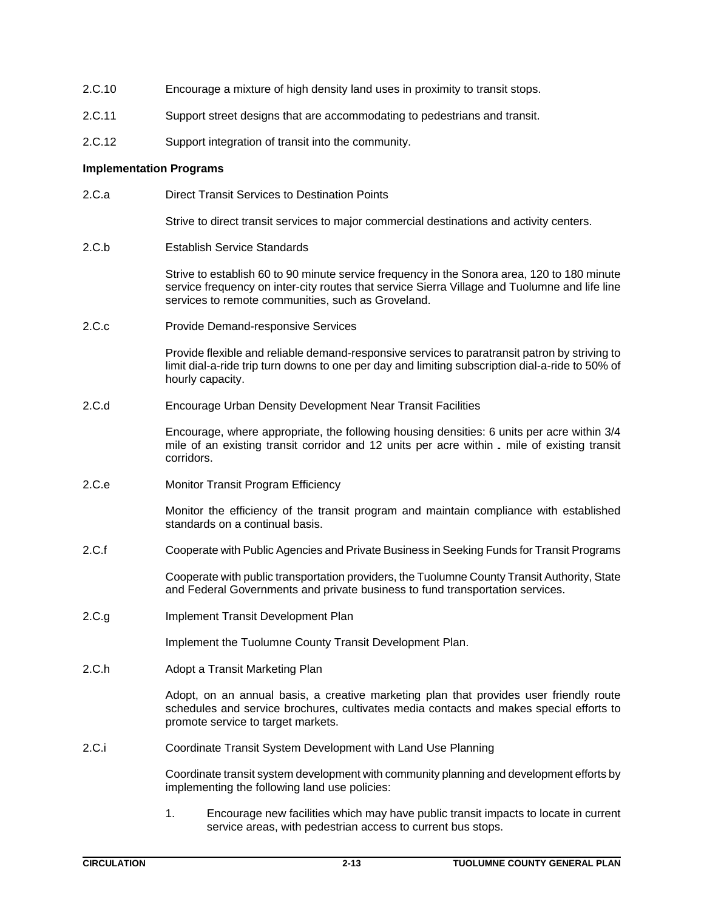2.C.10 Encourage a mixture of high density land uses in proximity to transit stops.

2.C.11 Support street designs that are accommodating to pedestrians and transit.

2.C.12 Support integration of transit into the community.

**Implementation Programs**

2.C.a Direct Transit Services to Destination Points

Strive to direct transit services to major commercial destinations and activity centers.

2.C.b Establish Service Standards

Strive to establish 60 to 90 minute service frequency in the Sonora area, 120 to 180 minute service frequency on inter-city routes that service Sierra Village and Tuolumne and life line services to remote communities, such as Groveland.

2.C.c Provide Demand-responsive Services

Provide flexible and reliable demand-responsive services to paratransit patron by striving to limit dial-a-ride trip turn downs to one per day and limiting subscription dial-a-ride to 50% of hourly capacity.

2.C.d Encourage Urban Density Development Near Transit Facilities

Encourage, where appropriate, the following housing densities: 6 units per acre within 3/4 mile of an existing transit corridor and 12 units per acre within . mile of existing transit corridors.

2.C.e Monitor Transit Program Efficiency

Monitor the efficiency of the transit program and maintain compliance with established standards on a continual basis.

2.C.f Cooperate with Public Agencies and Private Business in Seeking Funds for Transit Programs

Cooperate with public transportation providers, the Tuolumne County Transit Authority, State and Federal Governments and private business to fund transportation services.

2.C.g Implement Transit Development Plan

Implement the Tuolumne County Transit Development Plan.

2.C.h Adopt a Transit Marketing Plan

Adopt, on an annual basis, a creative marketing plan that provides user friendly route schedules and service brochures, cultivates media contacts and makes special efforts to promote service to target markets.

2.C.i Coordinate Transit System Development with Land Use Planning

Coordinate transit system development with community planning and development efforts by implementing the following land use policies:

1. Encourage new facilities which may have public transit impacts to locate in current service areas, with pedestrian access to current bus stops.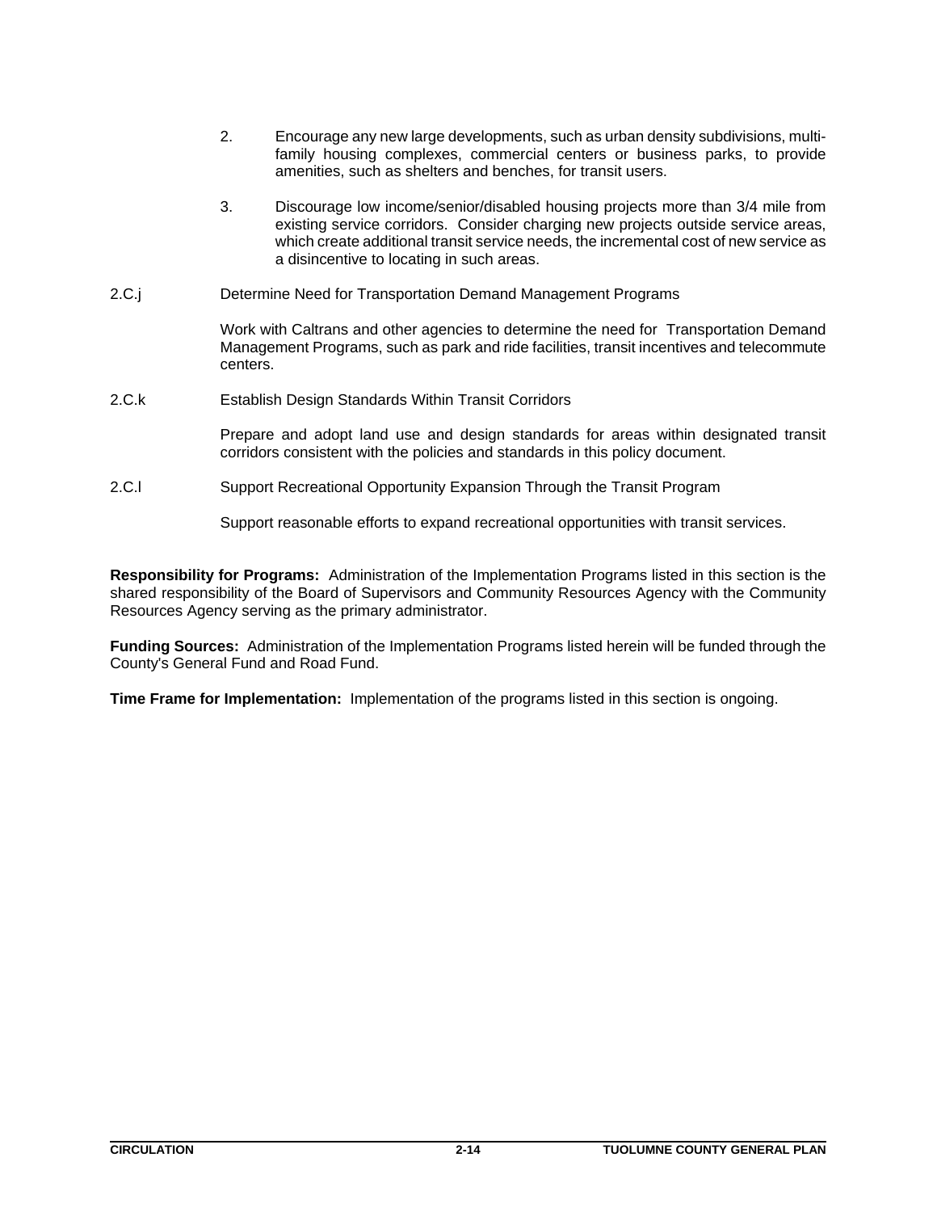2. Encourage any new large developments, such as urban density subdivisions, multi-family housing complexes, commercial centers or business parks, to provide amenities, such as shelters and benches, for transit users.

3. Discourage low income/senior/disabled housing projects more than 3/4 mile from existing service corridors. Consider charging new projects outside service areas, which create additional transit service needs, the incremental cost of new service as a disincentive to locating in such areas.

2.C.j Determine Need for Transportation Demand Management Programs

Work with Caltrans and other agencies to determine the need for Transportation Demand Management Programs, such as park and ride facilities, transit incentives and telecommute centers.

2.C.k Establish Design Standards Within Transit Corridors

Prepare and adopt land use and design standards for areas within designated transit corridors consistent with the policies and standards in this policy document.

2.C.l Support Recreational Opportunity Expansion Through the Transit Program

Support reasonable efforts to expand recreational opportunities with transit services.

**Responsibility for Programs:** Administration of the Implementation Programs listed in this section is the shared responsibility of the Board of Supervisors and Community Resources Agency with the Community Resources Agency serving as the primary administrator.

**Funding Sources:** Administration of the Implementation Programs listed herein will be funded through the County's General Fund and Road Fund.

**Time Frame for Implementation:** Implementation of the programs listed in this section is ongoing.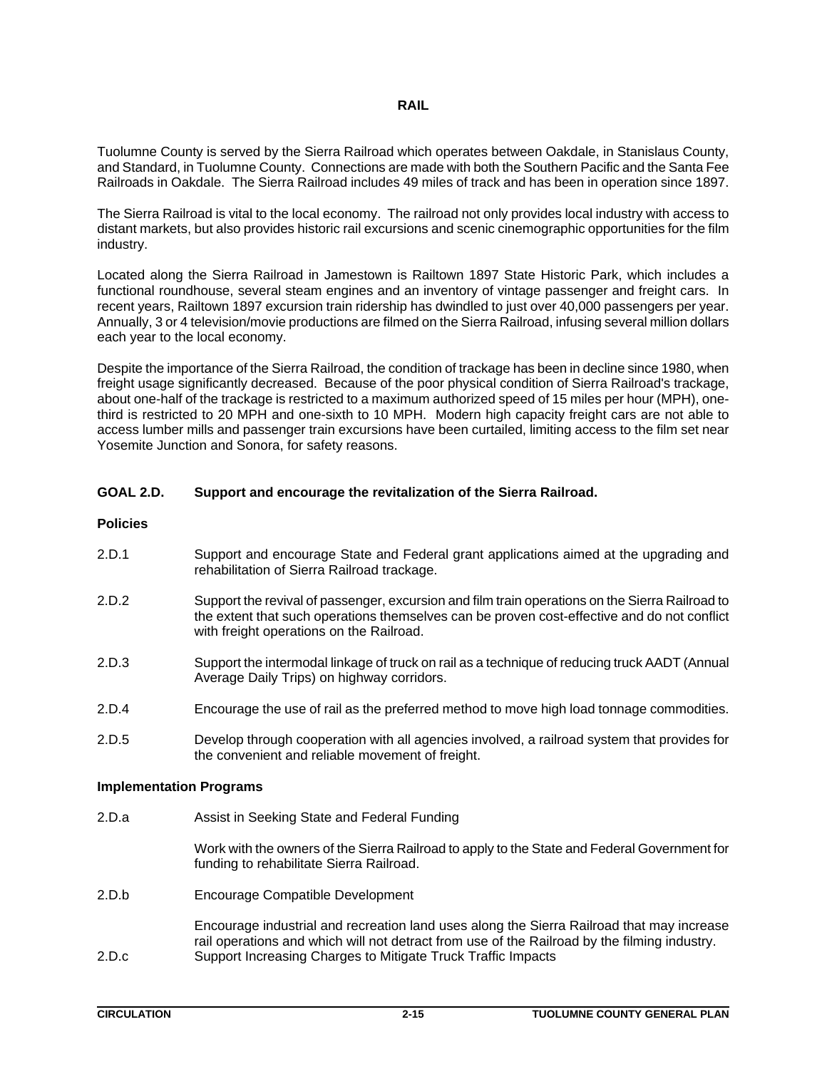## RAIL

Tuolumne County is served by the Sierra Railroad which operates between Oakdale, in Stanislaus County, and Standard, in Tuolumne County. Connections are made with both the Southern Pacific and the Santa Fee Railroads in Oakdale. The Sierra Railroad includes 49 miles of track and has been in operation since 1897.

The Sierra Railroad is vital to the local economy. The railroad not only provides local industry with access to distant markets, but also provides historic rail excursions and scenic cinemographic opportunities for the film industry.

Located along the Sierra Railroad in Jamestown is Railtown 1897 State Historic Park, which includes a functional roundhouse, several steam engines and an inventory of vintage passenger and freight cars. In recent years, Railtown 1897 excursion train ridership has dwindled to just over 40,000 passengers per year. Annually, 3 or 4 television/movie productions are filmed on the Sierra Railroad, infusing several million dollars each year to the local economy.

Despite the importance of the Sierra Railroad, the condition of trackage has been in decline since 1980, when freight usage significantly decreased. Because of the poor physical condition of Sierra Railroad's trackage, about one-half of the trackage is restricted to a maximum authorized speed of 15 miles per hour (MPH), one-third is restricted to 20 MPH and one-sixth to 10 MPH. Modern high capacity freight cars are not able to access lumber mills and passenger train excursions have been curtailed, limiting access to the film set near Yosemite Junction and Sonora, for safety reasons.

### GOAL 2.D. Support and encourage the revitalization of the Sierra Railroad.

**Policies**

2.D.1 Support and encourage State and Federal grant applications aimed at the upgrading and rehabilitation of Sierra Railroad trackage.

2.D.2 Support the revival of passenger, excursion and film train operations on the Sierra Railroad to the extent that such operations themselves can be proven cost-effective and do not conflict with freight operations on the Railroad.

2.D.3 Support the intermodal linkage of truck on rail as a technique of reducing truck AADT (Annual Average Daily Trips) on highway corridors.

2.D.4 Encourage the use of rail as the preferred method to move high load tonnage commodities.

2.D.5 Develop through cooperation with all agencies involved, a railroad system that provides for the convenient and reliable movement of freight.

**Implementation Programs**

2.D.a Assist in Seeking State and Federal Funding

Work with the owners of the Sierra Railroad to apply to the State and Federal Government for funding to rehabilitate Sierra Railroad.

2.D.b Encourage Compatible Development

Encourage industrial and recreation land uses along the Sierra Railroad that may increase rail operations and which will not detract from use of the Railroad by the filming industry.

2.D.c Support Increasing Charges to Mitigate Truck Traffic Impacts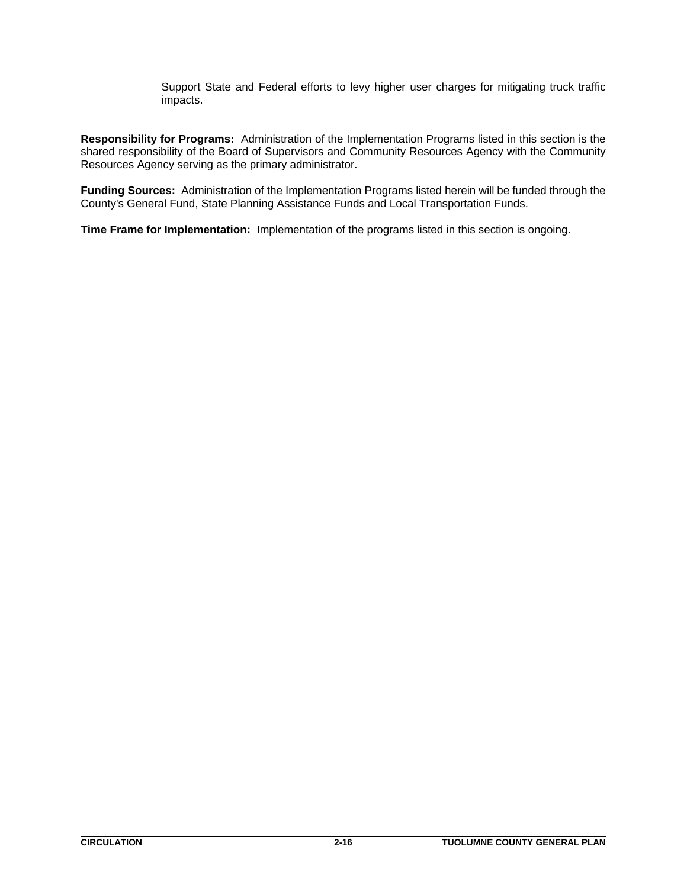Support State and Federal efforts to levy higher user charges for mitigating truck traffic impacts.

**Responsibility for Programs:** Administration of the Implementation Programs listed in this section is the shared responsibility of the Board of Supervisors and Community Resources Agency with the Community Resources Agency serving as the primary administrator.

**Funding Sources:** Administration of the Implementation Programs listed herein will be funded through the County's General Fund, State Planning Assistance Funds and Local Transportation Funds.

**Time Frame for Implementation:** Implementation of the programs listed in this section is ongoing.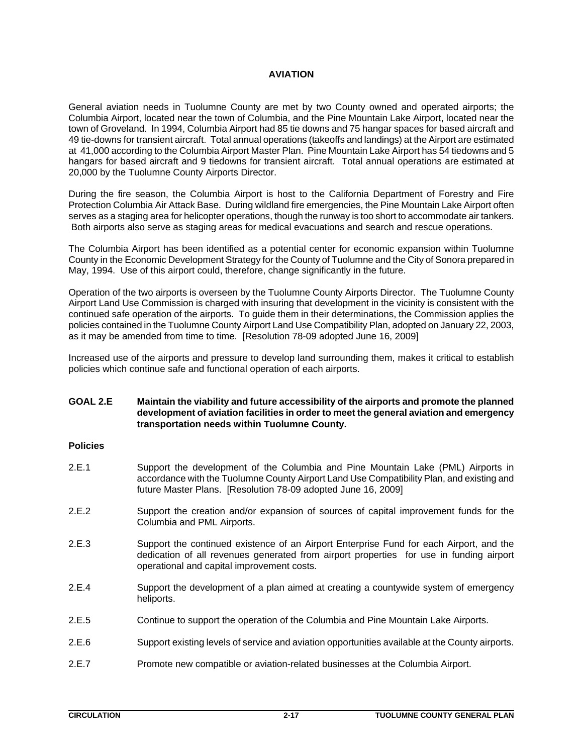## AVIATION

General aviation needs in Tuolumne County are met by two County owned and operated airports; the Columbia Airport, located near the town of Columbia, and the Pine Mountain Lake Airport, located near the town of Groveland. In 1994, Columbia Airport had 85 tie downs and 75 hangar spaces for based aircraft and 49 tie-downs for transient aircraft. Total annual operations (takeoffs and landings) at the Airport are estimated at 41,000 according to the Columbia Airport Master Plan. Pine Mountain Lake Airport has 54 tiedowns and 5 hangars for based aircraft and 9 tiedowns for transient aircraft. Total annual operations are estimated at 20,000 by the Tuolumne County Airports Director.

During the fire season, the Columbia Airport is host to the California Department of Forestry and Fire Protection Columbia Air Attack Base. During wildland fire emergencies, the Pine Mountain Lake Airport often serves as a staging area for helicopter operations, though the runway is too short to accommodate air tankers. Both airports also serve as staging areas for medical evacuations and search and rescue operations.

The Columbia Airport has been identified as a potential center for economic expansion within Tuolumne County in the Economic Development Strategy for the County of Tuolumne and the City of Sonora prepared in May, 1994. Use of this airport could, therefore, change significantly in the future.

Operation of the two airports is overseen by the Tuolumne County Airports Director. The Tuolumne County Airport Land Use Commission is charged with insuring that development in the vicinity is consistent with the continued safe operation of the airports. To guide them in their determinations, the Commission applies the policies contained in the Tuolumne County Airport Land Use Compatibility Plan, adopted on January 22, 2003, as it may be amended from time to time. [Resolution 78-09 adopted June 16, 2009]

Increased use of the airports and pressure to develop land surrounding them, makes it critical to establish policies which continue safe and functional operation of each airports.

**GOAL 2.E** **Maintain the viability and future accessibility of the airports and promote the planned development of aviation facilities in order to meet the general aviation and emergency transportation needs within Tuolumne County.**

**Policies**

2.E.1 Support the development of the Columbia and Pine Mountain Lake (PML) Airports in accordance with the Tuolumne County Airport Land Use Compatibility Plan, and existing and future Master Plans. [Resolution 78-09 adopted June 16, 2009]

2.E.2 Support the creation and/or expansion of sources of capital improvement funds for the Columbia and PML Airports.

2.E.3 Support the continued existence of an Airport Enterprise Fund for each Airport, and the dedication of all revenues generated from airport properties for use in funding airport operational and capital improvement costs.

2.E.4 Support the development of a plan aimed at creating a countywide system of emergency heliports.

2.E.5 Continue to support the operation of the Columbia and Pine Mountain Lake Airports.

2.E.6 Support existing levels of service and aviation opportunities available at the County airports.

2.E.7 Promote new compatible or aviation-related businesses at the Columbia Airport.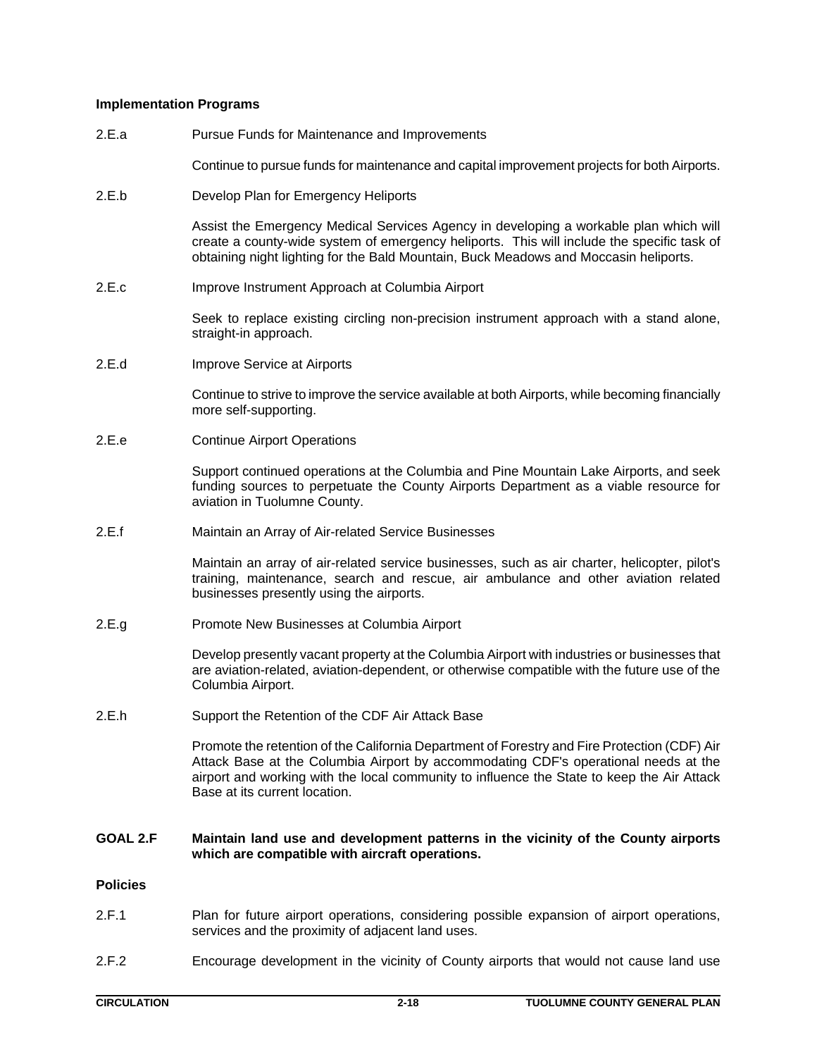**Implementation Programs**

2.E.a Pursue Funds for Maintenance and Improvements

Continue to pursue funds for maintenance and capital improvement projects for both Airports.

2.E.b Develop Plan for Emergency Heliports

Assist the Emergency Medical Services Agency in developing a workable plan which will create a county-wide system of emergency heliports. This will include the specific task of obtaining night lighting for the Bald Mountain, Buck Meadows and Moccasin heliports.

2.E.c Improve Instrument Approach at Columbia Airport

Seek to replace existing circling non-precision instrument approach with a stand alone, straight-in approach.

2.E.d Improve Service at Airports

Continue to strive to improve the service available at both Airports, while becoming financially more self-supporting.

2.E.e Continue Airport Operations

Support continued operations at the Columbia and Pine Mountain Lake Airports, and seek funding sources to perpetuate the County Airports Department as a viable resource for aviation in Tuolumne County.

2.E.f Maintain an Array of Air-related Service Businesses

Maintain an array of air-related service businesses, such as air charter, helicopter, pilot's training, maintenance, search and rescue, air ambulance and other aviation related businesses presently using the airports.

2.E.g Promote New Businesses at Columbia Airport

Develop presently vacant property at the Columbia Airport with industries or businesses that are aviation-related, aviation-dependent, or otherwise compatible with the future use of the Columbia Airport.

2.E.h Support the Retention of the CDF Air Attack Base

Promote the retention of the California Department of Forestry and Fire Protection (CDF) Air Attack Base at the Columbia Airport by accommodating CDF's operational needs at the airport and working with the local community to influence the State to keep the Air Attack Base at its current location.

**GOAL 2.F Maintain land use and development patterns in the vicinity of the County airports which are compatible with aircraft operations.**

**Policies**

2.F.1 Plan for future airport operations, considering possible expansion of airport operations, services and the proximity of adjacent land uses.

2.F.2 Encourage development in the vicinity of County airports that would not cause land use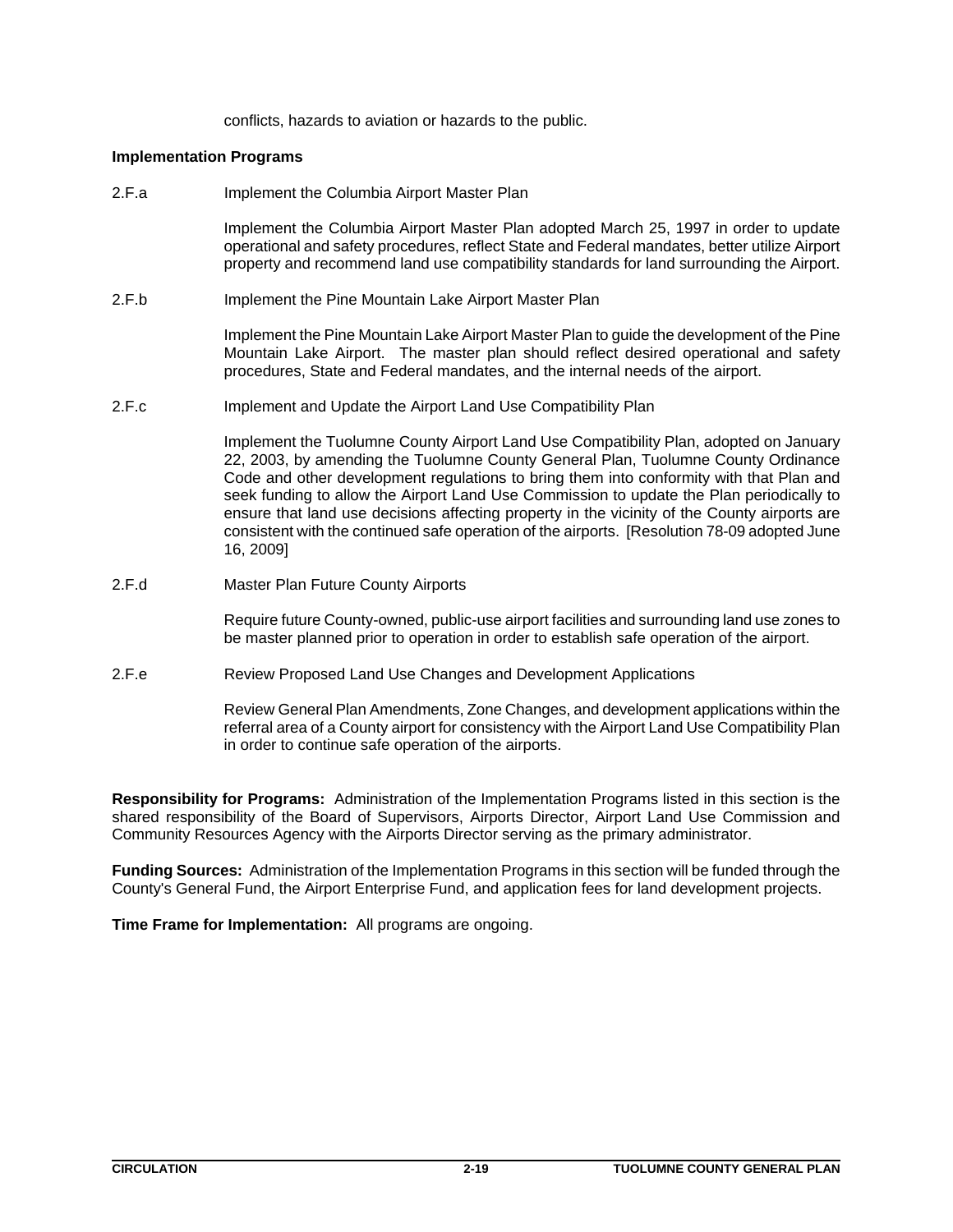conflicts, hazards to aviation or hazards to the public.

**Implementation Programs**

2.F.a Implement the Columbia Airport Master Plan

Implement the Columbia Airport Master Plan adopted March 25, 1997 in order to update operational and safety procedures, reflect State and Federal mandates, better utilize Airport property and recommend land use compatibility standards for land surrounding the Airport.

2.F.b Implement the Pine Mountain Lake Airport Master Plan

Implement the Pine Mountain Lake Airport Master Plan to guide the development of the Pine Mountain Lake Airport. The master plan should reflect desired operational and safety procedures, State and Federal mandates, and the internal needs of the airport.

2.F.c Implement and Update the Airport Land Use Compatibility Plan

Implement the Tuolumne County Airport Land Use Compatibility Plan, adopted on January 22, 2003, by amending the Tuolumne County General Plan, Tuolumne County Ordinance Code and other development regulations to bring them into conformity with that Plan and seek funding to allow the Airport Land Use Commission to update the Plan periodically to ensure that land use decisions affecting property in the vicinity of the County airports are consistent with the continued safe operation of the airports. [Resolution 78-09 adopted June 16, 2009]

2.F.d Master Plan Future County Airports

Require future County-owned, public-use airport facilities and surrounding land use zones to be master planned prior to operation in order to establish safe operation of the airport.

2.F.e Review Proposed Land Use Changes and Development Applications

Review General Plan Amendments, Zone Changes, and development applications within the referral area of a County airport for consistency with the Airport Land Use Compatibility Plan in order to continue safe operation of the airports.

**Responsibility for Programs:** Administration of the Implementation Programs listed in this section is the shared responsibility of the Board of Supervisors, Airports Director, Airport Land Use Commission and Community Resources Agency with the Airports Director serving as the primary administrator.

**Funding Sources:** Administration of the Implementation Programs in this section will be funded through the County's General Fund, the Airport Enterprise Fund, and application fees for land development projects.

**Time Frame for Implementation:** All programs are ongoing.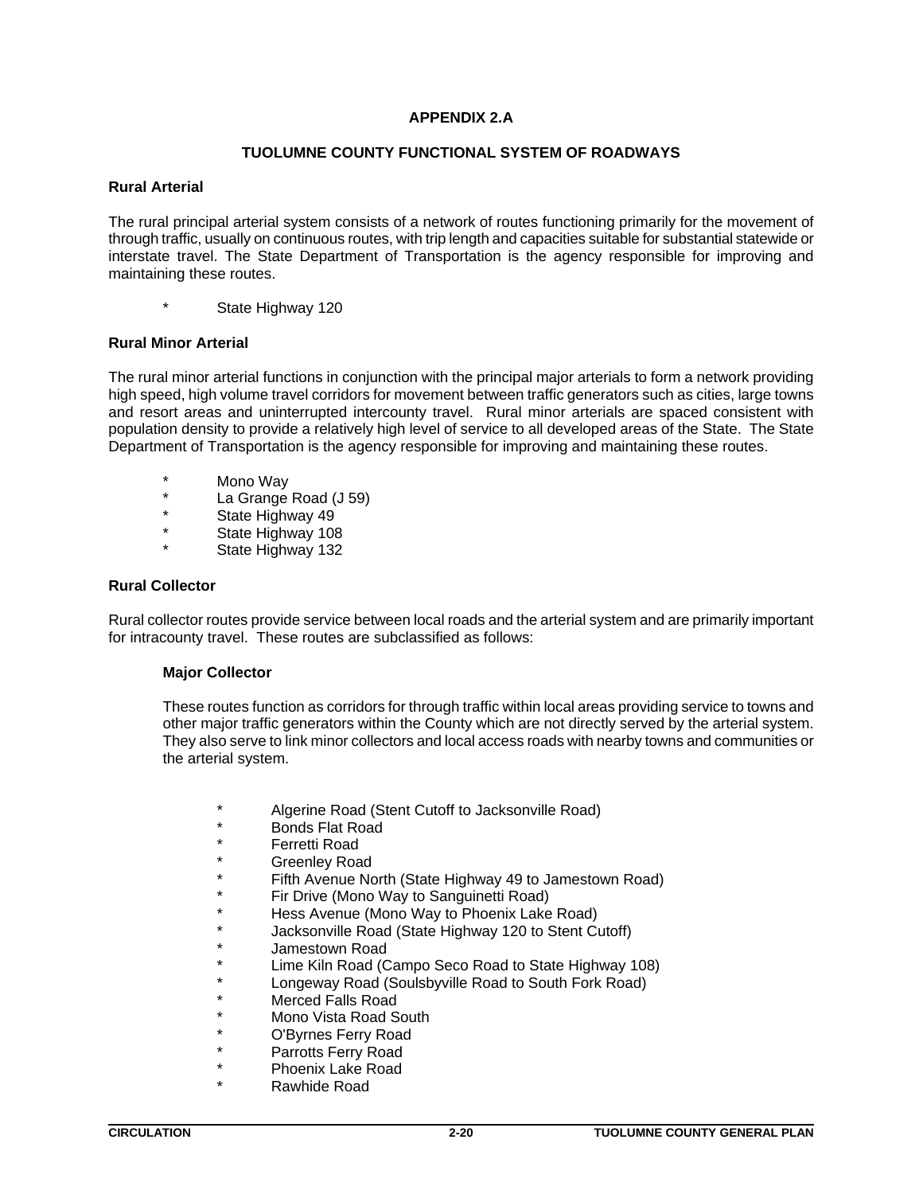# APPENDIX 2.A

## TUOLUMNE COUNTY FUNCTIONAL SYSTEM OF ROADWAYS

### Rural Arterial

The rural principal arterial system consists of a network of routes functioning primarily for the movement of through traffic, usually on continuous routes, with trip length and capacities suitable for substantial statewide or interstate travel. The State Department of Transportation is the agency responsible for improving and maintaining these routes.

* State Highway 120

### Rural Minor Arterial

The rural minor arterial functions in conjunction with the principal major arterials to form a network providing high speed, high volume travel corridors for movement between traffic generators such as cities, large towns and resort areas and uninterrupted intercounty travel. Rural minor arterials are spaced consistent with population density to provide a relatively high level of service to all developed areas of the State. The State Department of Transportation is the agency responsible for improving and maintaining these routes.

* Mono Way
* La Grange Road (J 59)
* State Highway 49
* State Highway 108
* State Highway 132

### Rural Collector

Rural collector routes provide service between local roads and the arterial system and are primarily important for intracounty travel. These routes are subclassified as follows:

#### Major Collector

These routes function as corridors for through traffic within local areas providing service to towns and other major traffic generators within the County which are not directly served by the arterial system. They also serve to link minor collectors and local access roads with nearby towns and communities or the arterial system.

* Algerine Road (Stent Cutoff to Jacksonville Road)
* Bonds Flat Road
* Ferretti Road
* Greenley Road
* Fifth Avenue North (State Highway 49 to Jamestown Road)
* Fir Drive (Mono Way to Sanguinetti Road)
* Hess Avenue (Mono Way to Phoenix Lake Road)
* Jacksonville Road (State Highway 120 to Stent Cutoff)
* Jamestown Road
* Lime Kiln Road (Campo Seco Road to State Highway 108)
* Longeway Road (Soulsbyville Road to South Fork Road)
* Merced Falls Road
* Mono Vista Road South
* O'Byrnes Ferry Road
* Parrotts Ferry Road
* Phoenix Lake Road
* Rawhide Road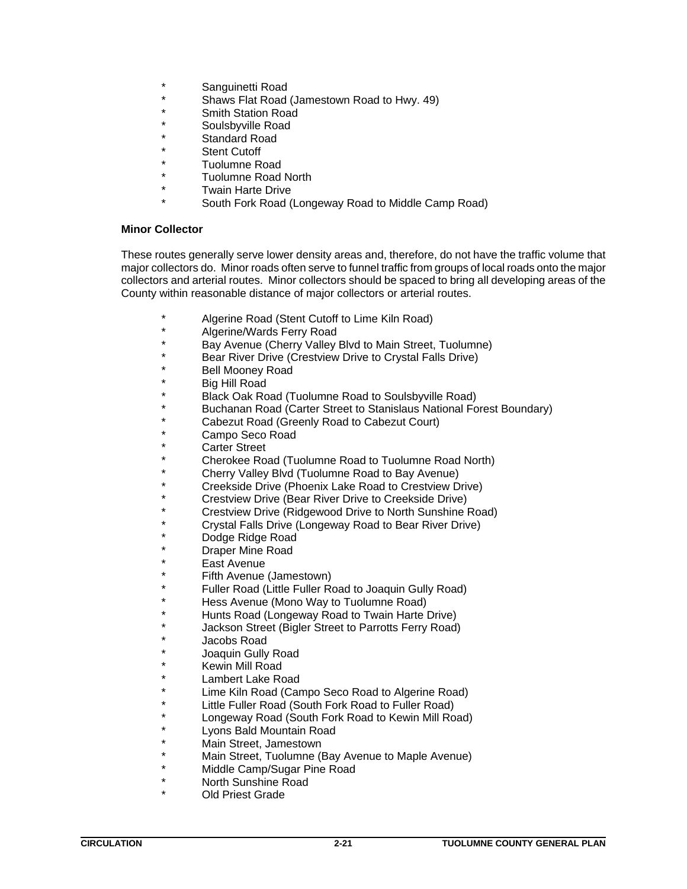* Sanguinetti Road
* Shaws Flat Road (Jamestown Road to Hwy. 49)
* Smith Station Road
* Soulsbyville Road
* Standard Road
* Stent Cutoff
* Tuolumne Road
* Tuolumne Road North
* Twain Harte Drive
* South Fork Road (Longeway Road to Middle Camp Road)

**Minor Collector**

These routes generally serve lower density areas and, therefore, do not have the traffic volume that major collectors do. Minor roads often serve to funnel traffic from groups of local roads onto the major collectors and arterial routes. Minor collectors should be spaced to bring all developing areas of the County within reasonable distance of major collectors or arterial routes.

* Algerine Road (Stent Cutoff to Lime Kiln Road)
* Algerine/Wards Ferry Road
* Bay Avenue (Cherry Valley Blvd to Main Street, Tuolumne)
* Bear River Drive (Crestview Drive to Crystal Falls Drive)
* Bell Mooney Road
* Big Hill Road
* Black Oak Road (Tuolumne Road to Soulsbyville Road)
* Buchanan Road (Carter Street to Stanislaus National Forest Boundary)
* Cabezut Road (Greenly Road to Cabezut Court)
* Campo Seco Road
* Carter Street
* Cherokee Road (Tuolumne Road to Tuolumne Road North)
* Cherry Valley Blvd (Tuolumne Road to Bay Avenue)
* Creekside Drive (Phoenix Lake Road to Crestview Drive)
* Crestview Drive (Bear River Drive to Creekside Drive)
* Crestview Drive (Ridgewood Drive to North Sunshine Road)
* Crystal Falls Drive (Longeway Road to Bear River Drive)
* Dodge Ridge Road
* Draper Mine Road
* East Avenue
* Fifth Avenue (Jamestown)
* Fuller Road (Little Fuller Road to Joaquin Gully Road)
* Hess Avenue (Mono Way to Tuolumne Road)
* Hunts Road (Longeway Road to Twain Harte Drive)
* Jackson Street (Bigler Street to Parrotts Ferry Road)
* Jacobs Road
* Joaquin Gully Road
* Kewin Mill Road
* Lambert Lake Road
* Lime Kiln Road (Campo Seco Road to Algerine Road)
* Little Fuller Road (South Fork Road to Fuller Road)
* Longeway Road (South Fork Road to Kewin Mill Road)
* Lyons Bald Mountain Road
* Main Street, Jamestown
* Main Street, Tuolumne (Bay Avenue to Maple Avenue)
* Middle Camp/Sugar Pine Road
* North Sunshine Road
* Old Priest Grade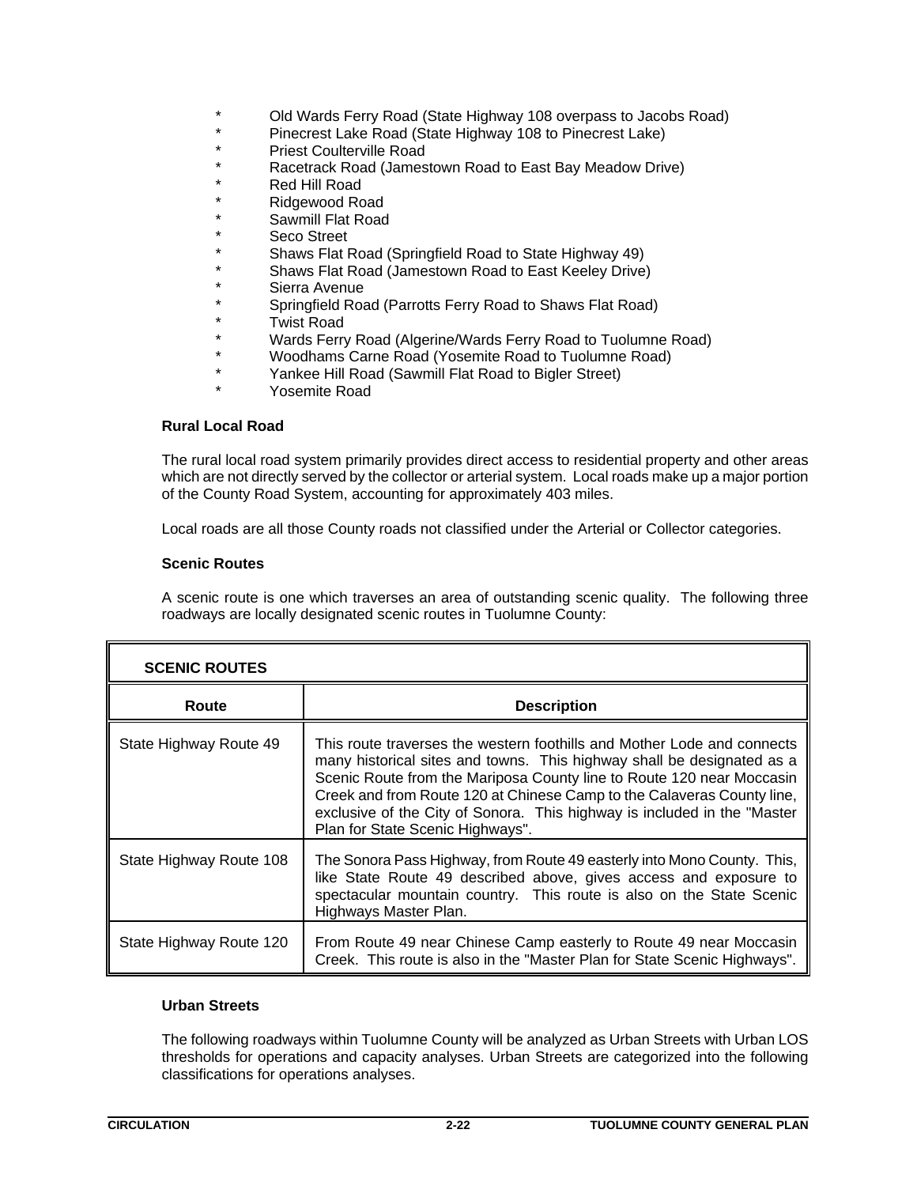* Old Wards Ferry Road (State Highway 108 overpass to Jacobs Road)
* Pinecrest Lake Road (State Highway 108 to Pinecrest Lake)
* Priest Coulterville Road
* Racetrack Road (Jamestown Road to East Bay Meadow Drive)
* Red Hill Road
* Ridgewood Road
* Sawmill Flat Road
* Seco Street
* Shaws Flat Road (Springfield Road to State Highway 49)
* Shaws Flat Road (Jamestown Road to East Keeley Drive)
* Sierra Avenue
* Springfield Road (Parrotts Ferry Road to Shaws Flat Road)
* Twist Road
* Wards Ferry Road (Algerine/Wards Ferry Road to Tuolumne Road)
* Woodhams Carne Road (Yosemite Road to Tuolumne Road)
* Yankee Hill Road (Sawmill Flat Road to Bigler Street)
* Yosemite Road

**Rural Local Road**

The rural local road system primarily provides direct access to residential property and other areas which are not directly served by the collector or arterial system. Local roads make up a major portion of the County Road System, accounting for approximately 403 miles.

Local roads are all those County roads not classified under the Arterial or Collector categories.

**Scenic Routes**

A scenic route is one which traverses an area of outstanding scenic quality. The following three roadways are locally designated scenic routes in Tuolumne County:

| SCENIC ROUTES | |
|---|---|
| **Route** | **Description** |
| State Highway Route 49 | This route traverses the western foothills and Mother Lode and connects many historical sites and towns. This highway shall be designated as a Scenic Route from the Mariposa County line to Route 120 near Moccasin Creek and from Route 120 at Chinese Camp to the Calaveras County line, exclusive of the City of Sonora. This highway is included in the "Master Plan for State Scenic Highways". |
| State Highway Route 108 | The Sonora Pass Highway, from Route 49 easterly into Mono County. This, like State Route 49 described above, gives access and exposure to spectacular mountain country. This route is also on the State Scenic Highways Master Plan. |
| State Highway Route 120 | From Route 49 near Chinese Camp easterly to Route 49 near Moccasin Creek. This route is also in the "Master Plan for State Scenic Highways". |

**Urban Streets**

The following roadways within Tuolumne County will be analyzed as Urban Streets with Urban LOS thresholds for operations and capacity analyses. Urban Streets are categorized into the following classifications for operations analyses.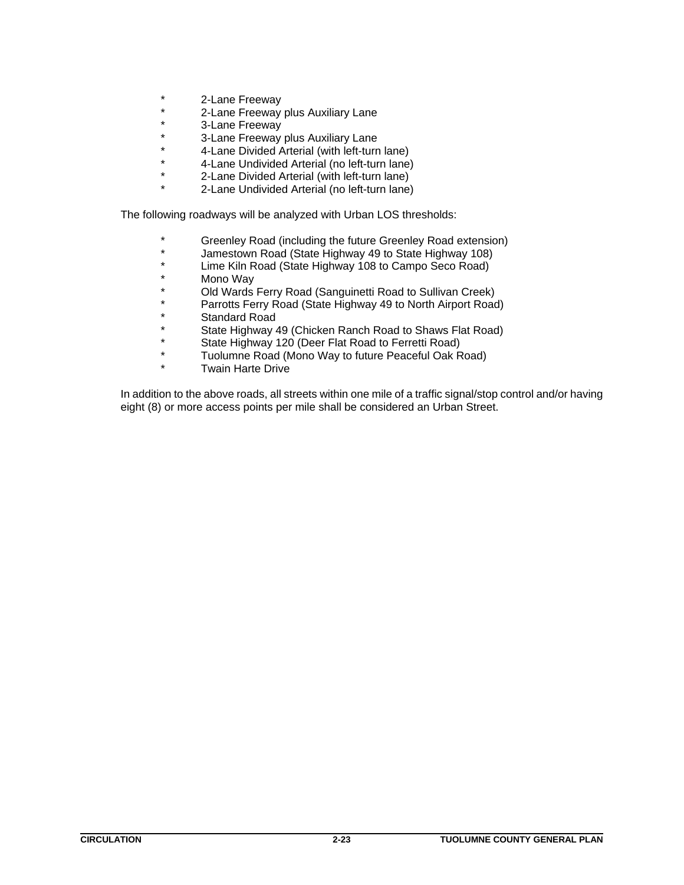- 2-Lane Freeway
- 2-Lane Freeway plus Auxiliary Lane
- 3-Lane Freeway
- 3-Lane Freeway plus Auxiliary Lane
- 4-Lane Divided Arterial (with left-turn lane)
- 4-Lane Undivided Arterial (no left-turn lane)
- 2-Lane Divided Arterial (with left-turn lane)
- 2-Lane Undivided Arterial (no left-turn lane)

The following roadways will be analyzed with Urban LOS thresholds:

- Greenley Road (including the future Greenley Road extension)
- Jamestown Road (State Highway 49 to State Highway 108)
- Lime Kiln Road (State Highway 108 to Campo Seco Road)
- Mono Way
- Old Wards Ferry Road (Sanguinetti Road to Sullivan Creek)
- Parrotts Ferry Road (State Highway 49 to North Airport Road)
- Standard Road
- State Highway 49 (Chicken Ranch Road to Shaws Flat Road)
- State Highway 120 (Deer Flat Road to Ferretti Road)
- Tuolumne Road (Mono Way to future Peaceful Oak Road)
- Twain Harte Drive

In addition to the above roads, all streets within one mile of a traffic signal/stop control and/or having eight (8) or more access points per mile shall be considered an Urban Street.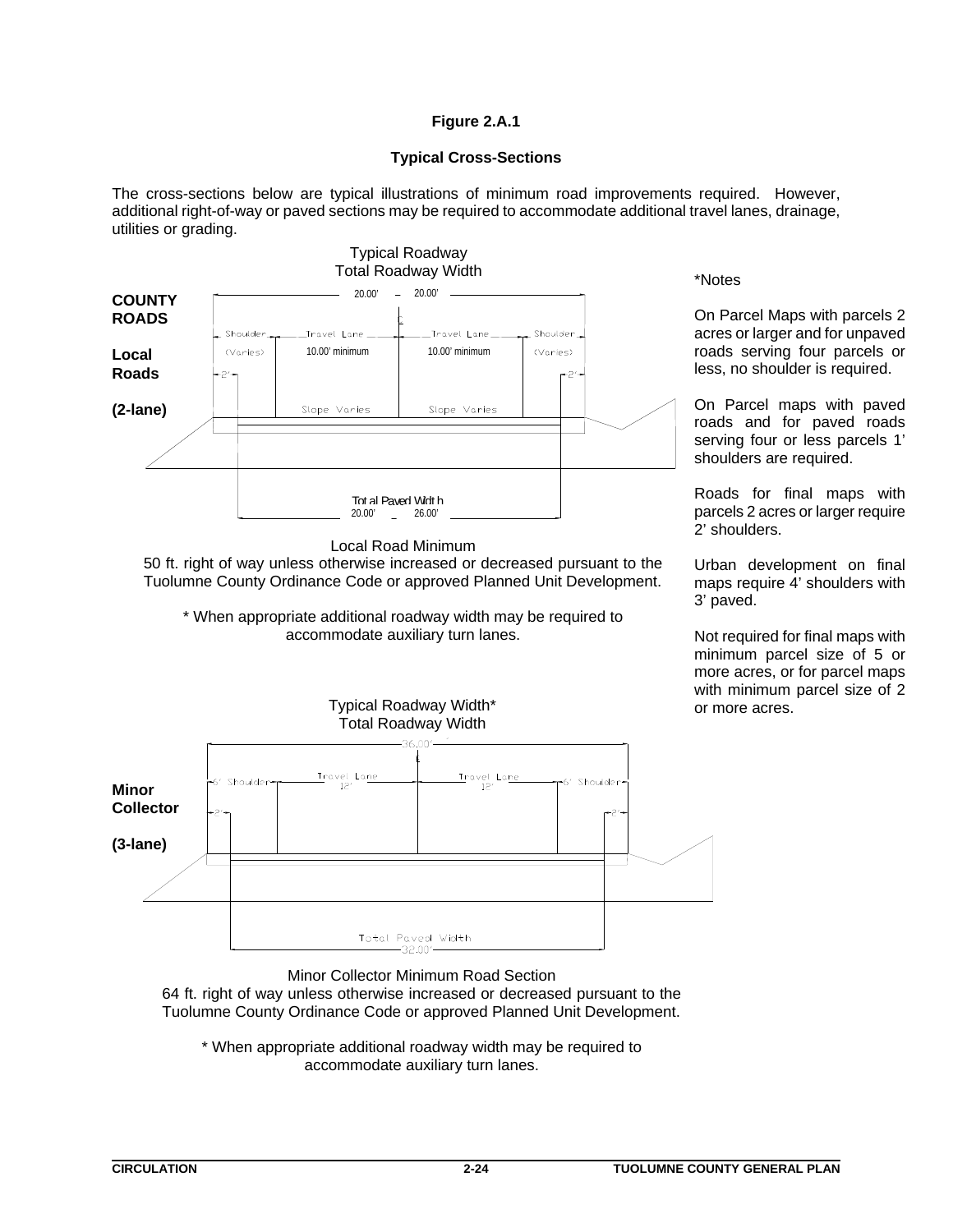**Figure 2.A.1**

**Typical Cross-Sections**

The cross-sections below are typical illustrations of minimum road improvements required. However, additional right-of-way or paved sections may be required to accommodate additional travel lanes, drainage, utilities or grading.

**COUNTY ROADS**

**Local Roads**

**(2-lane)**

Typical Roadway
Total Roadway Width
20.00' – 20.00'

Shoulder (Varies) | Travel Lane 10.00' minimum | Travel Lane 10.00' minimum | Shoulder (Varies)

2' | Slope Varies | Slope Varies | 2'

Total Paved Width
20.00' – 26.00'

Local Road Minimum
50 ft. right of way unless otherwise increased or decreased pursuant to the Tuolumne County Ordinance Code or approved Planned Unit Development.

* When appropriate additional roadway width may be required to accommodate auxiliary turn lanes.

*Notes

On Parcel Maps with parcels 2 acres or larger and for unpaved roads serving four parcels or less, no shoulder is required.

On Parcel maps with paved roads and for paved roads serving four or less parcels 1' shoulders are required.

Roads for final maps with parcels 2 acres or larger require 2' shoulders.

Urban development on final maps require 4' shoulders with 3' paved.

Not required for final maps with minimum parcel size of 5 or more acres, or for parcel maps with minimum parcel size of 2 or more acres.

**Minor Collector**

**(3-lane)**

Typical Roadway Width*
Total Roadway Width
36.00'

6' Shoulder | Travel Lane 12' | Travel Lane 12' | 6' Shoulder

2' | 2'

Total Paved Width
32.00'

Minor Collector Minimum Road Section
64 ft. right of way unless otherwise increased or decreased pursuant to the Tuolumne County Ordinance Code or approved Planned Unit Development.

* When appropriate additional roadway width may be required to accommodate auxiliary turn lanes.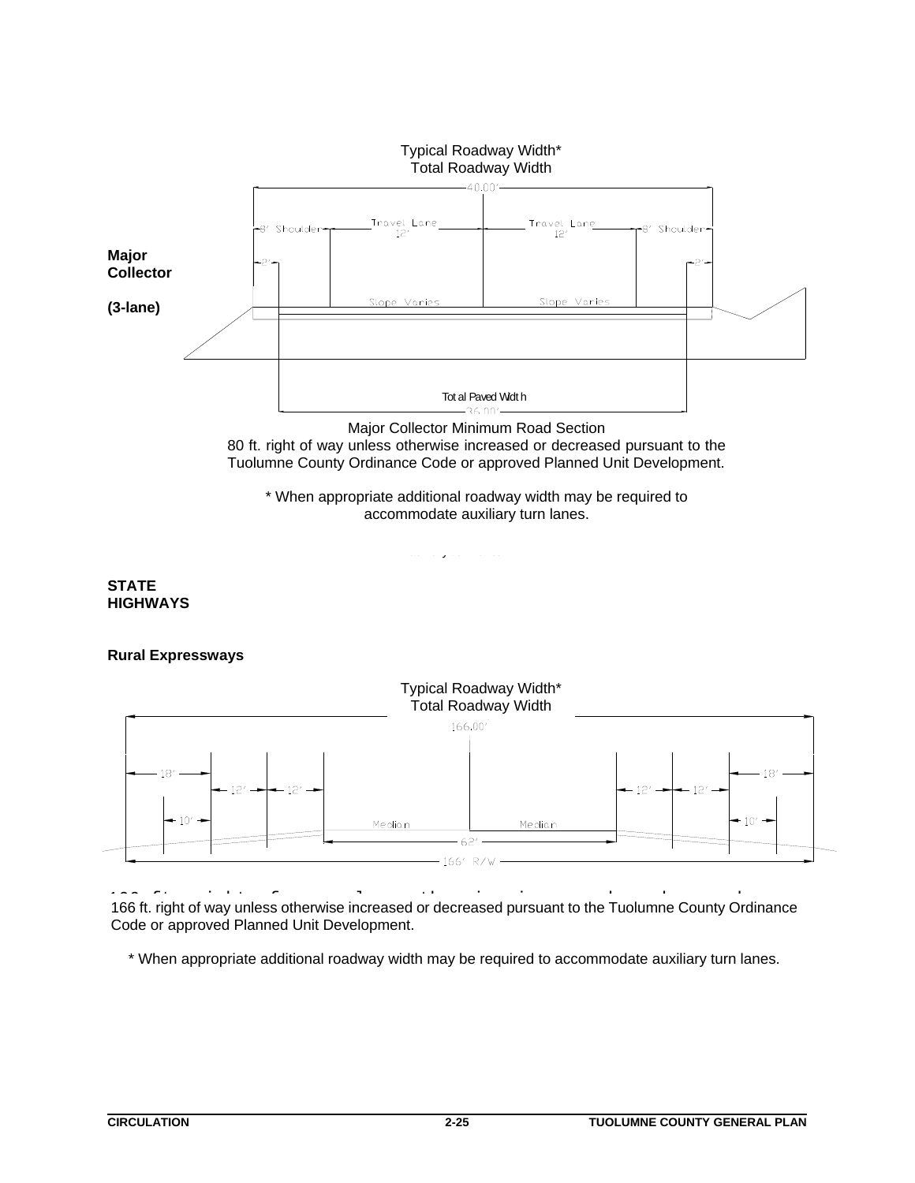**Major Collector**

**(3-lane)**

Typical Roadway Width*
Total Roadway Width

40.00'

8' Shoulder | Travel Lane 12' | Travel Lane 12' | 8' Shoulder

2' | 2'

Slope Varies | Slope Varies

Total Paved Width
36.00'

Major Collector Minimum Road Section
80 ft. right of way unless otherwise increased or decreased pursuant to the Tuolumne County Ordinance Code or approved Planned Unit Development.

* When appropriate additional roadway width may be required to accommodate auxiliary turn lanes.

**STATE HIGHWAYS**

**Rural Expressways**

Typical Roadway Width*
Total Roadway Width

166.00'

18' | 12' | 12' | 12' | 12' | 18'

10' | Median | Median | 10'

62'

166' R/W

166 ft. right of way unless otherwise increased or decreased pursuant to the Tuolumne County Ordinance Code or approved Planned Unit Development.

* When appropriate additional roadway width may be required to accommodate auxiliary turn lanes.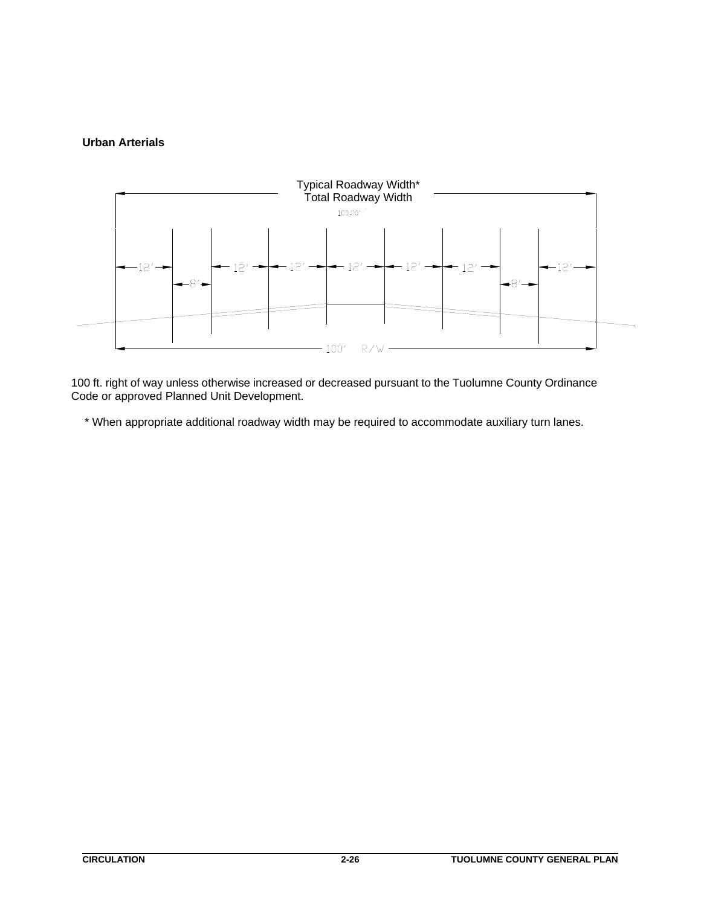**Urban Arterials**

Typical Roadway Width*
Total Roadway Width
100.00'

12' | 8' | 12' | 12' | 12' | 12' | 12' | 8' | 12'

100' R/W

100 ft. right of way unless otherwise increased or decreased pursuant to the Tuolumne County Ordinance Code or approved Planned Unit Development.

* When appropriate additional roadway width may be required to accommodate auxiliary turn lanes.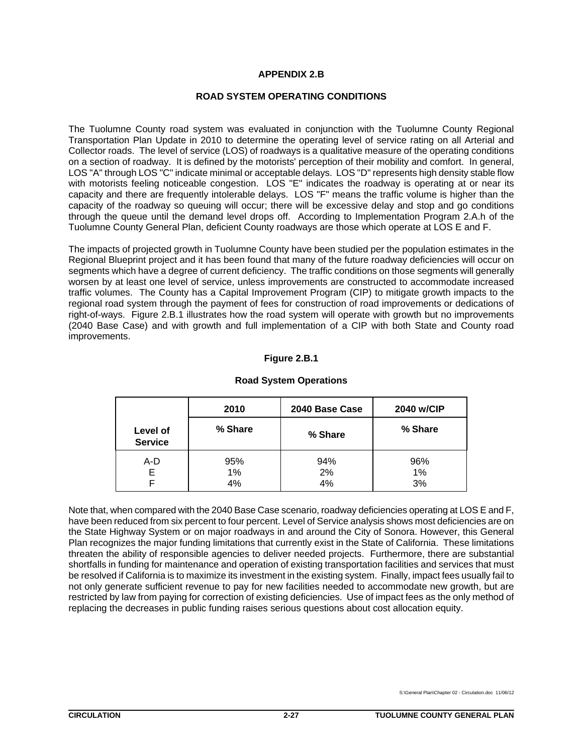# APPENDIX 2.B

## ROAD SYSTEM OPERATING CONDITIONS

The Tuolumne County road system was evaluated in conjunction with the Tuolumne County Regional Transportation Plan Update in 2010 to determine the operating level of service rating on all Arterial and Collector roads. The level of service (LOS) of roadways is a qualitative measure of the operating conditions on a section of roadway. It is defined by the motorists' perception of their mobility and comfort. In general, LOS "A" through LOS "C" indicate minimal or acceptable delays. LOS "D" represents high density stable flow with motorists feeling noticeable congestion. LOS "E" indicates the roadway is operating at or near its capacity and there are frequently intolerable delays. LOS "F" means the traffic volume is higher than the capacity of the roadway so queuing will occur; there will be excessive delay and stop and go conditions through the queue until the demand level drops off. According to Implementation Program 2.A.h of the Tuolumne County General Plan, deficient County roadways are those which operate at LOS E and F.

The impacts of projected growth in Tuolumne County have been studied per the population estimates in the Regional Blueprint project and it has been found that many of the future roadway deficiencies will occur on segments which have a degree of current deficiency. The traffic conditions on those segments will generally worsen by at least one level of service, unless improvements are constructed to accommodate increased traffic volumes. The County has a Capital Improvement Program (CIP) to mitigate growth impacts to the regional road system through the payment of fees for construction of road improvements or dedications of right-of-ways. Figure 2.B.1 illustrates how the road system will operate with growth but no improvements (2040 Base Case) and with growth and full implementation of a CIP with both State and County road improvements.

**Figure 2.B.1**

**Road System Operations**

| | 2010 | 2040 Base Case | 2040 w/CIP |
|---|---|---|---|
| **Level of Service** | **% Share** | **% Share** | **% Share** |
| A-D | 95% | 94% | 96% |
| E | 1% | 2% | 1% |
| F | 4% | 4% | 3% |

Note that, when compared with the 2040 Base Case scenario, roadway deficiencies operating at LOS E and F, have been reduced from six percent to four percent. Level of Service analysis shows most deficiencies are on the State Highway System or on major roadways in and around the City of Sonora. However, this General Plan recognizes the major funding limitations that currently exist in the State of California. These limitations threaten the ability of responsible agencies to deliver needed projects. Furthermore, there are substantial shortfalls in funding for maintenance and operation of existing transportation facilities and services that must be resolved if California is to maximize its investment in the existing system. Finally, impact fees usually fail to not only generate sufficient revenue to pay for new facilities needed to accommodate new growth, but are restricted by law from paying for correction of existing deficiencies. Use of impact fees as the only method of replacing the decreases in public funding raises serious questions about cost allocation equity.